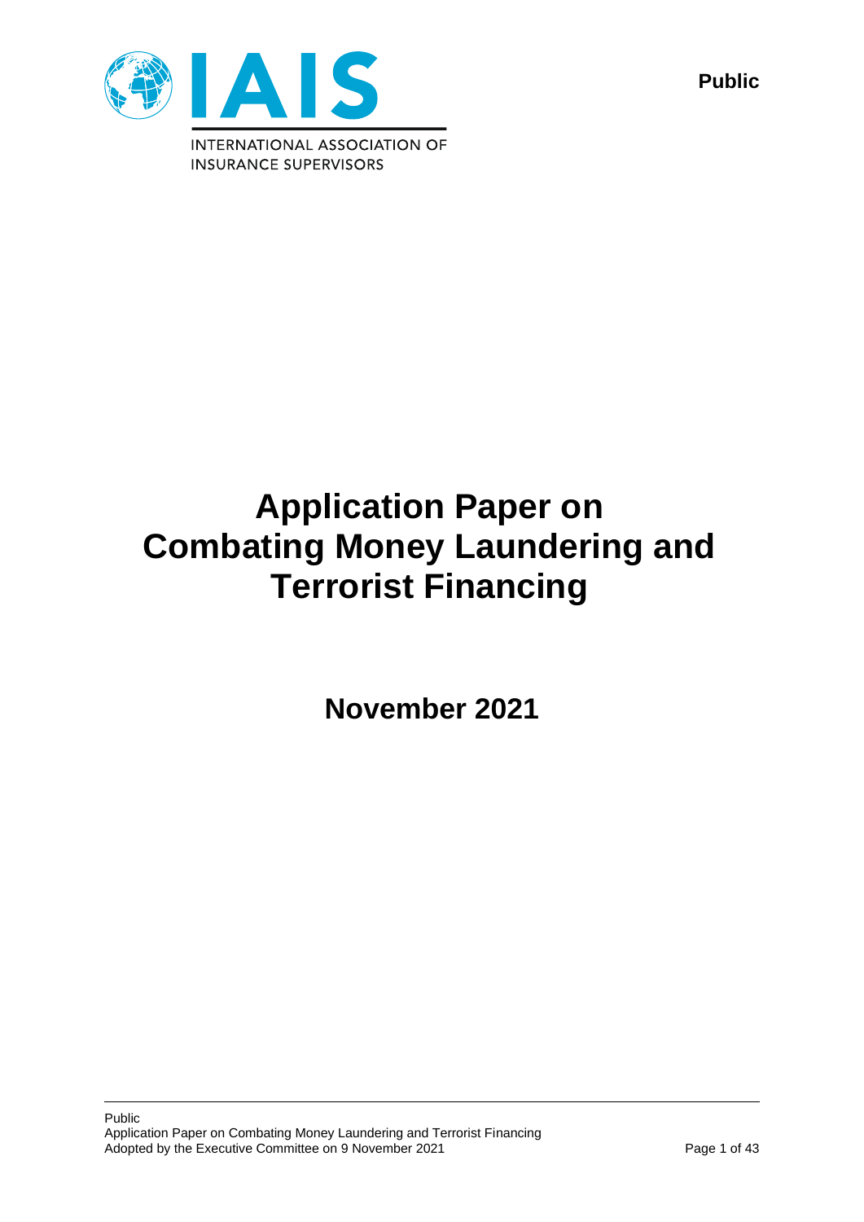Public

IAIS

INTERNATIONAL ASSOCIATION OF INSURANCE SUPERVISORS

# Application Paper on Combating Money Laundering and Terrorist Financing

## November 2021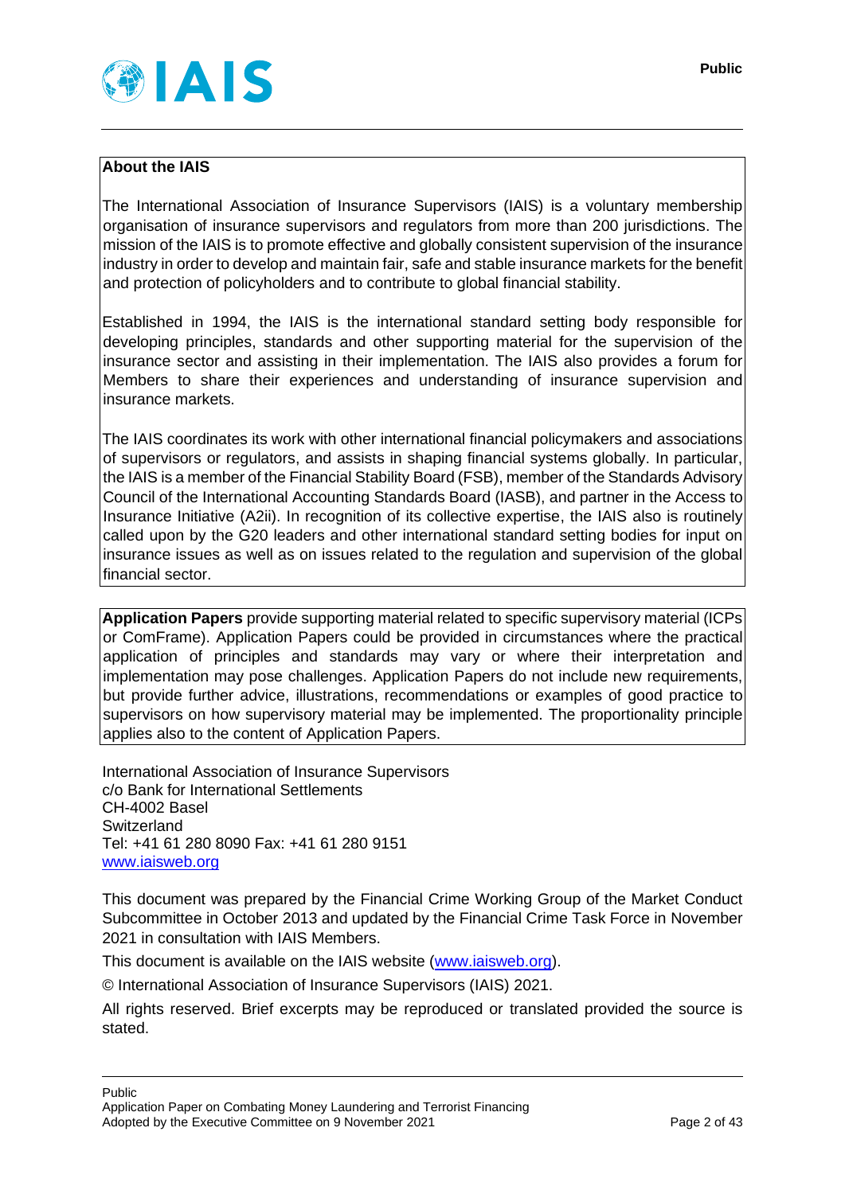**About the IAIS**

The International Association of Insurance Supervisors (IAIS) is a voluntary membership organisation of insurance supervisors and regulators from more than 200 jurisdictions. The mission of the IAIS is to promote effective and globally consistent supervision of the insurance industry in order to develop and maintain fair, safe and stable insurance markets for the benefit and protection of policyholders and to contribute to global financial stability.

Established in 1994, the IAIS is the international standard setting body responsible for developing principles, standards and other supporting material for the supervision of the insurance sector and assisting in their implementation. The IAIS also provides a forum for Members to share their experiences and understanding of insurance supervision and insurance markets.

The IAIS coordinates its work with other international financial policymakers and associations of supervisors or regulators, and assists in shaping financial systems globally. In particular, the IAIS is a member of the Financial Stability Board (FSB), member of the Standards Advisory Council of the International Accounting Standards Board (IASB), and partner in the Access to Insurance Initiative (A2ii). In recognition of its collective expertise, the IAIS also is routinely called upon by the G20 leaders and other international standard setting bodies for input on insurance issues as well as on issues related to the regulation and supervision of the global financial sector.

**Application Papers** provide supporting material related to specific supervisory material (ICPs or ComFrame). Application Papers could be provided in circumstances where the practical application of principles and standards may vary or where their interpretation and implementation may pose challenges. Application Papers do not include new requirements, but provide further advice, illustrations, recommendations or examples of good practice to supervisors on how supervisory material may be implemented. The proportionality principle applies also to the content of Application Papers.

International Association of Insurance Supervisors
c/o Bank for International Settlements
CH-4002 Basel
Switzerland
Tel: +41 61 280 8090 Fax: +41 61 280 9151
www.iaisweb.org

This document was prepared by the Financial Crime Working Group of the Market Conduct Subcommittee in October 2013 and updated by the Financial Crime Task Force in November 2021 in consultation with IAIS Members.

This document is available on the IAIS website (www.iaisweb.org).

© International Association of Insurance Supervisors (IAIS) 2021.

All rights reserved. Brief excerpts may be reproduced or translated provided the source is stated.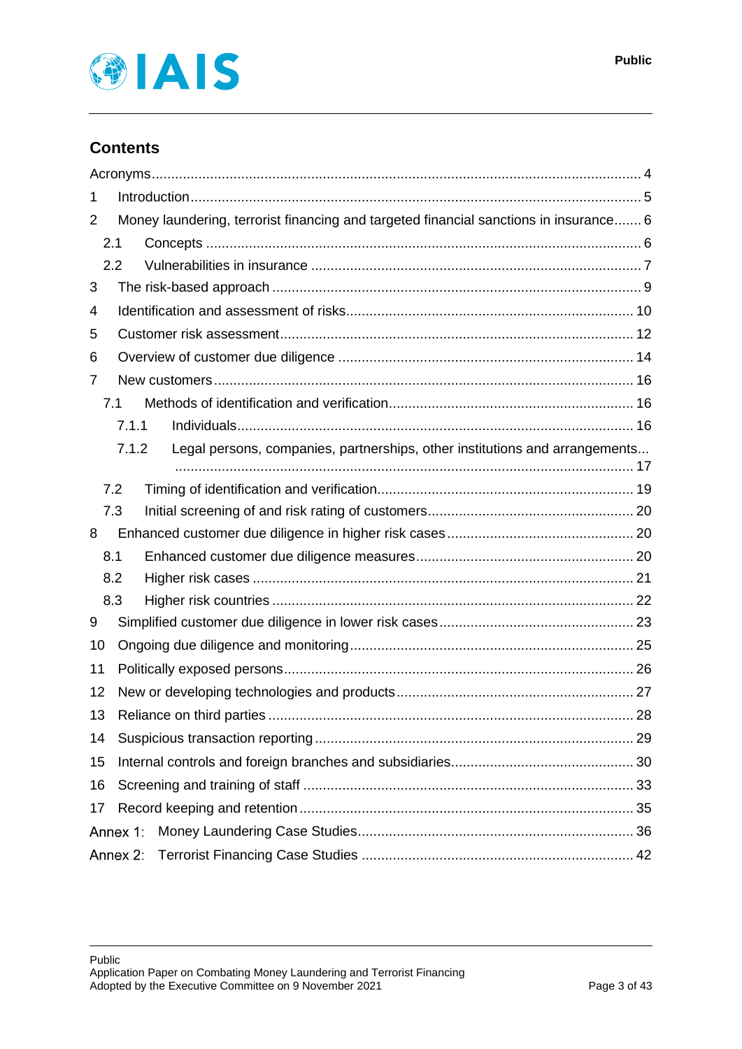## Contents

- Acronyms ... 4
- 1 Introduction ... 5
- 2 Money laundering, terrorist financing and targeted financial sanctions in insurance ... 6
  - 2.1 Concepts ... 6
  - 2.2 Vulnerabilities in insurance ... 7
- 3 The risk-based approach ... 9
- 4 Identification and assessment of risks ... 10
- 5 Customer risk assessment ... 12
- 6 Overview of customer due diligence ... 14
- 7 New customers ... 16
  - 7.1 Methods of identification and verification ... 16
    - 7.1.1 Individuals ... 16
    - 7.1.2 Legal persons, companies, partnerships, other institutions and arrangements ... 17
  - 7.2 Timing of identification and verification ... 19
  - 7.3 Initial screening of and risk rating of customers ... 20
- 8 Enhanced customer due diligence in higher risk cases ... 20
  - 8.1 Enhanced customer due diligence measures ... 20
  - 8.2 Higher risk cases ... 21
  - 8.3 Higher risk countries ... 22
- 9 Simplified customer due diligence in lower risk cases ... 23
- 10 Ongoing due diligence and monitoring ... 25
- 11 Politically exposed persons ... 26
- 12 New or developing technologies and products ... 27
- 13 Reliance on third parties ... 28
- 14 Suspicious transaction reporting ... 29
- 15 Internal controls and foreign branches and subsidiaries ... 30
- 16 Screening and training of staff ... 33
- 17 Record keeping and retention ... 35
- Annex 1: Money Laundering Case Studies ... 36
- Annex 2: Terrorist Financing Case Studies ... 42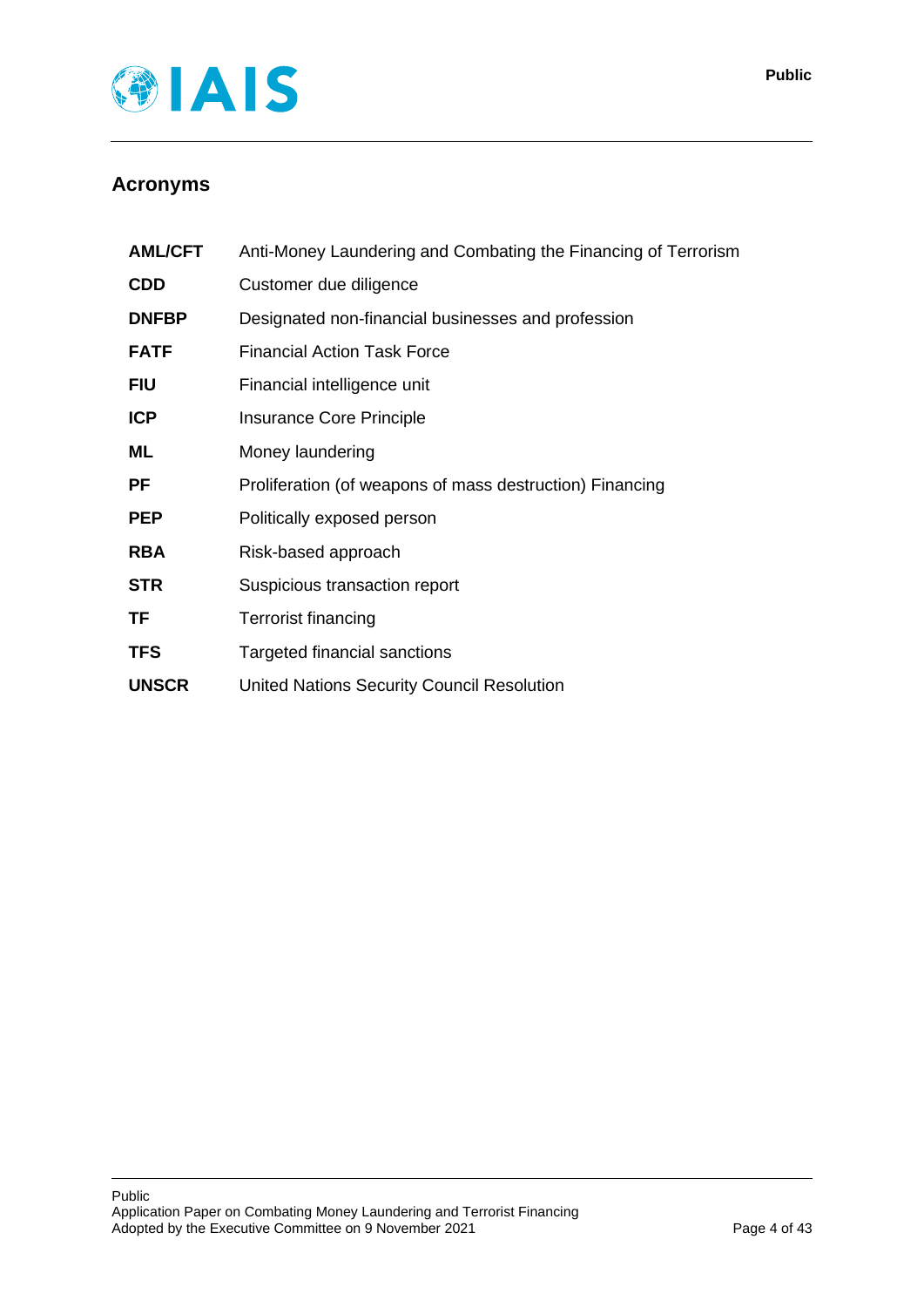## Acronyms

| | |
|---|---|
| **AML/CFT** | Anti-Money Laundering and Combating the Financing of Terrorism |
| **CDD** | Customer due diligence |
| **DNFBP** | Designated non-financial businesses and profession |
| **FATF** | Financial Action Task Force |
| **FIU** | Financial intelligence unit |
| **ICP** | Insurance Core Principle |
| **ML** | Money laundering |
| **PF** | Proliferation (of weapons of mass destruction) Financing |
| **PEP** | Politically exposed person |
| **RBA** | Risk-based approach |
| **STR** | Suspicious transaction report |
| **TF** | Terrorist financing |
| **TFS** | Targeted financial sanctions |
| **UNSCR** | United Nations Security Council Resolution |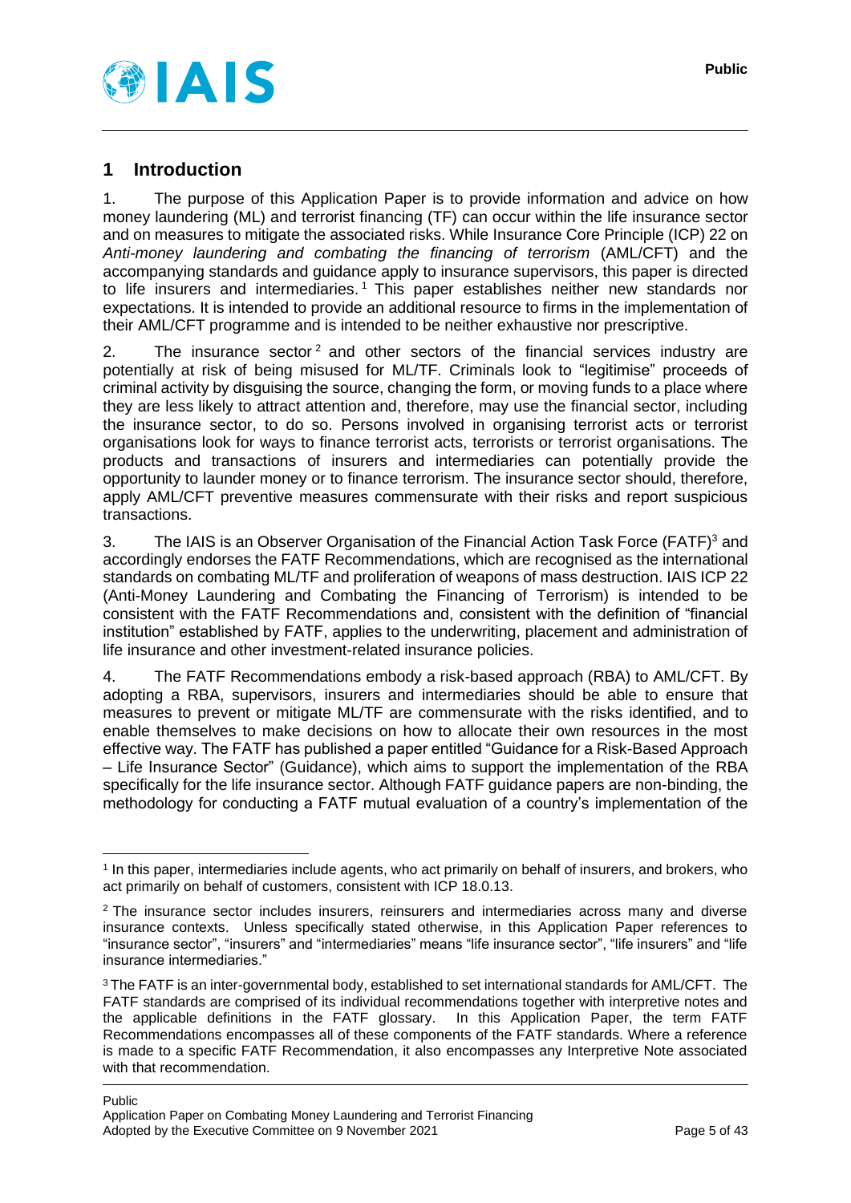## 1 Introduction

1. The purpose of this Application Paper is to provide information and advice on how money laundering (ML) and terrorist financing (TF) can occur within the life insurance sector and on measures to mitigate the associated risks. While Insurance Core Principle (ICP) 22 on *Anti-money laundering and combating the financing of terrorism* (AML/CFT) and the accompanying standards and guidance apply to insurance supervisors, this paper is directed to life insurers and intermediaries.[1] This paper establishes neither new standards nor expectations. It is intended to provide an additional resource to firms in the implementation of their AML/CFT programme and is intended to be neither exhaustive nor prescriptive.

2. The insurance sector[2] and other sectors of the financial services industry are potentially at risk of being misused for ML/TF. Criminals look to "legitimise" proceeds of criminal activity by disguising the source, changing the form, or moving funds to a place where they are less likely to attract attention and, therefore, may use the financial sector, including the insurance sector, to do so. Persons involved in organising terrorist acts or terrorist organisations look for ways to finance terrorist acts, terrorists or terrorist organisations. The products and transactions of insurers and intermediaries can potentially provide the opportunity to launder money or to finance terrorism. The insurance sector should, therefore, apply AML/CFT preventive measures commensurate with their risks and report suspicious transactions.

3. The IAIS is an Observer Organisation of the Financial Action Task Force (FATF)[3] and accordingly endorses the FATF Recommendations, which are recognised as the international standards on combating ML/TF and proliferation of weapons of mass destruction. IAIS ICP 22 (Anti-Money Laundering and Combating the Financing of Terrorism) is intended to be consistent with the FATF Recommendations and, consistent with the definition of "financial institution" established by FATF, applies to the underwriting, placement and administration of life insurance and other investment-related insurance policies.

4. The FATF Recommendations embody a risk-based approach (RBA) to AML/CFT. By adopting a RBA, supervisors, insurers and intermediaries should be able to ensure that measures to prevent or mitigate ML/TF are commensurate with the risks identified, and to enable themselves to make decisions on how to allocate their own resources in the most effective way. The FATF has published a paper entitled "Guidance for a Risk-Based Approach – Life Insurance Sector" (Guidance), which aims to support the implementation of the RBA specifically for the life insurance sector. Although FATF guidance papers are non-binding, the methodology for conducting a FATF mutual evaluation of a country's implementation of the

---

[1] In this paper, intermediaries include agents, who act primarily on behalf of insurers, and brokers, who act primarily on behalf of customers, consistent with ICP 18.0.13.

[2] The insurance sector includes insurers, reinsurers and intermediaries across many and diverse insurance contexts. Unless specifically stated otherwise, in this Application Paper references to "insurance sector", "insurers" and "intermediaries" means "life insurance sector", "life insurers" and "life insurance intermediaries."

[3] The FATF is an inter-governmental body, established to set international standards for AML/CFT. The FATF standards are comprised of its individual recommendations together with interpretive notes and the applicable definitions in the FATF glossary. In this Application Paper, the term FATF Recommendations encompasses all of these components of the FATF standards. Where a reference is made to a specific FATF Recommendation, it also encompasses any Interpretive Note associated with that recommendation.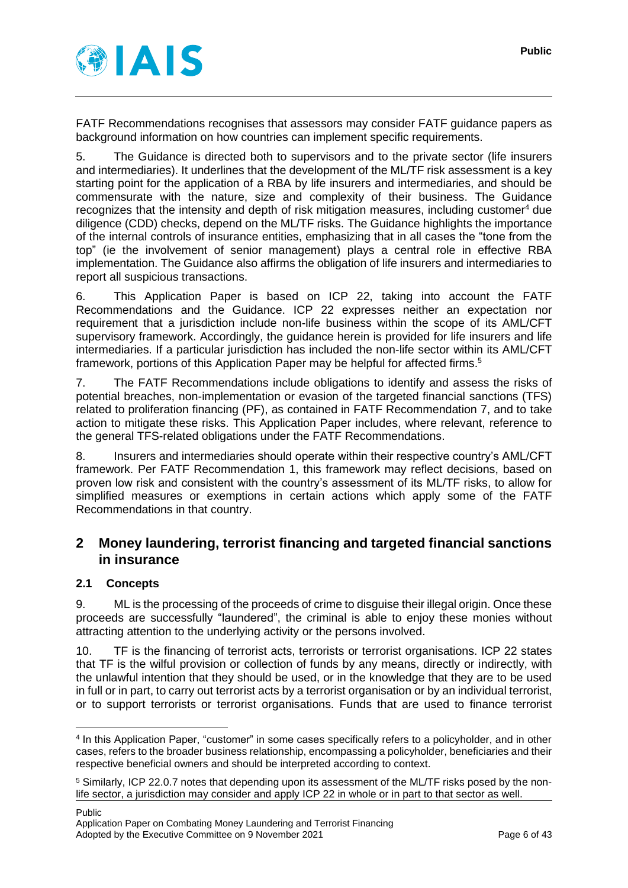FATF Recommendations recognises that assessors may consider FATF guidance papers as background information on how countries can implement specific requirements.

5. The Guidance is directed both to supervisors and to the private sector (life insurers and intermediaries). It underlines that the development of the ML/TF risk assessment is a key starting point for the application of a RBA by life insurers and intermediaries, and should be commensurate with the nature, size and complexity of their business. The Guidance recognizes that the intensity and depth of risk mitigation measures, including customer[4] due diligence (CDD) checks, depend on the ML/TF risks. The Guidance highlights the importance of the internal controls of insurance entities, emphasizing that in all cases the "tone from the top" (ie the involvement of senior management) plays a central role in effective RBA implementation. The Guidance also affirms the obligation of life insurers and intermediaries to report all suspicious transactions.

6. This Application Paper is based on ICP 22, taking into account the FATF Recommendations and the Guidance. ICP 22 expresses neither an expectation nor requirement that a jurisdiction include non-life business within the scope of its AML/CFT supervisory framework. Accordingly, the guidance herein is provided for life insurers and life intermediaries. If a particular jurisdiction has included the non-life sector within its AML/CFT framework, portions of this Application Paper may be helpful for affected firms.[5]

7. The FATF Recommendations include obligations to identify and assess the risks of potential breaches, non-implementation or evasion of the targeted financial sanctions (TFS) related to proliferation financing (PF), as contained in FATF Recommendation 7, and to take action to mitigate these risks. This Application Paper includes, where relevant, reference to the general TFS-related obligations under the FATF Recommendations.

8. Insurers and intermediaries should operate within their respective country's AML/CFT framework. Per FATF Recommendation 1, this framework may reflect decisions, based on proven low risk and consistent with the country's assessment of its ML/TF risks, to allow for simplified measures or exemptions in certain actions which apply some of the FATF Recommendations in that country.

## 2 Money laundering, terrorist financing and targeted financial sanctions in insurance

### 2.1 Concepts

9. ML is the processing of the proceeds of crime to disguise their illegal origin. Once these proceeds are successfully "laundered", the criminal is able to enjoy these monies without attracting attention to the underlying activity or the persons involved.

10. TF is the financing of terrorist acts, terrorists or terrorist organisations. ICP 22 states that TF is the wilful provision or collection of funds by any means, directly or indirectly, with the unlawful intention that they should be used, or in the knowledge that they are to be used in full or in part, to carry out terrorist acts by a terrorist organisation or by an individual terrorist, or to support terrorists or terrorist organisations. Funds that are used to finance terrorist

---

[4] In this Application Paper, "customer" in some cases specifically refers to a policyholder, and in other cases, refers to the broader business relationship, encompassing a policyholder, beneficiaries and their respective beneficial owners and should be interpreted according to context.

[5] Similarly, ICP 22.0.7 notes that depending upon its assessment of the ML/TF risks posed by the non-life sector, a jurisdiction may consider and apply ICP 22 in whole or in part to that sector as well.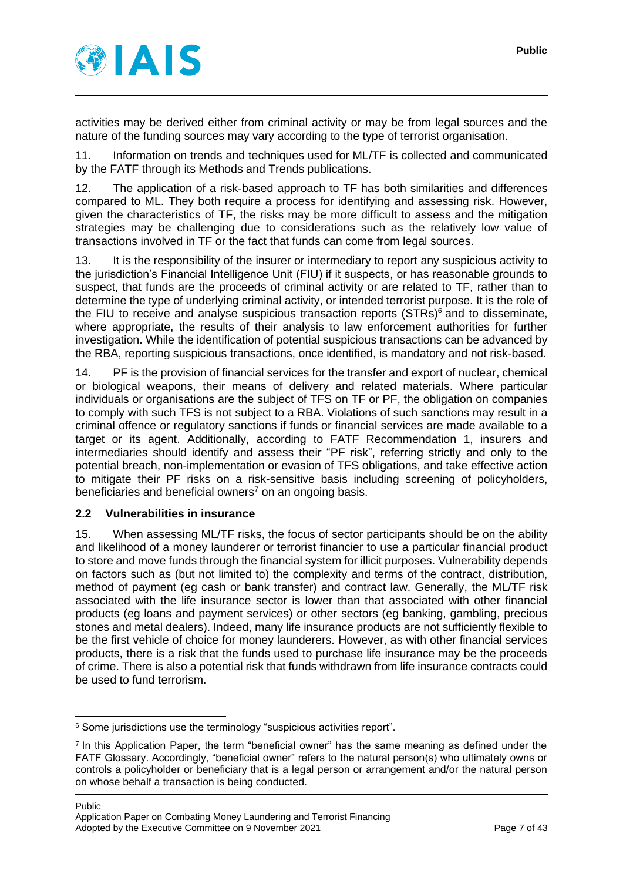activities may be derived either from criminal activity or may be from legal sources and the nature of the funding sources may vary according to the type of terrorist organisation.

11. Information on trends and techniques used for ML/TF is collected and communicated by the FATF through its Methods and Trends publications.

12. The application of a risk-based approach to TF has both similarities and differences compared to ML. They both require a process for identifying and assessing risk. However, given the characteristics of TF, the risks may be more difficult to assess and the mitigation strategies may be challenging due to considerations such as the relatively low value of transactions involved in TF or the fact that funds can come from legal sources.

13. It is the responsibility of the insurer or intermediary to report any suspicious activity to the jurisdiction's Financial Intelligence Unit (FIU) if it suspects, or has reasonable grounds to suspect, that funds are the proceeds of criminal activity or are related to TF, rather than to determine the type of underlying criminal activity, or intended terrorist purpose. It is the role of the FIU to receive and analyse suspicious transaction reports (STRs)[6] and to disseminate, where appropriate, the results of their analysis to law enforcement authorities for further investigation. While the identification of potential suspicious transactions can be advanced by the RBA, reporting suspicious transactions, once identified, is mandatory and not risk-based.

14. PF is the provision of financial services for the transfer and export of nuclear, chemical or biological weapons, their means of delivery and related materials. Where particular individuals or organisations are the subject of TFS on TF or PF, the obligation on companies to comply with such TFS is not subject to a RBA. Violations of such sanctions may result in a criminal offence or regulatory sanctions if funds or financial services are made available to a target or its agent. Additionally, according to FATF Recommendation 1, insurers and intermediaries should identify and assess their "PF risk", referring strictly and only to the potential breach, non-implementation or evasion of TFS obligations, and take effective action to mitigate their PF risks on a risk-sensitive basis including screening of policyholders, beneficiaries and beneficial owners[7] on an ongoing basis.

## 2.2 Vulnerabilities in insurance

15. When assessing ML/TF risks, the focus of sector participants should be on the ability and likelihood of a money launderer or terrorist financier to use a particular financial product to store and move funds through the financial system for illicit purposes. Vulnerability depends on factors such as (but not limited to) the complexity and terms of the contract, distribution, method of payment (eg cash or bank transfer) and contract law. Generally, the ML/TF risk associated with the life insurance sector is lower than that associated with other financial products (eg loans and payment services) or other sectors (eg banking, gambling, precious stones and metal dealers). Indeed, many life insurance products are not sufficiently flexible to be the first vehicle of choice for money launderers. However, as with other financial services products, there is a risk that the funds used to purchase life insurance may be the proceeds of crime. There is also a potential risk that funds withdrawn from life insurance contracts could be used to fund terrorism.

---

[6] Some jurisdictions use the terminology "suspicious activities report".

[7] In this Application Paper, the term "beneficial owner" has the same meaning as defined under the FATF Glossary. Accordingly, "beneficial owner" refers to the natural person(s) who ultimately owns or controls a policyholder or beneficiary that is a legal person or arrangement and/or the natural person on whose behalf a transaction is being conducted.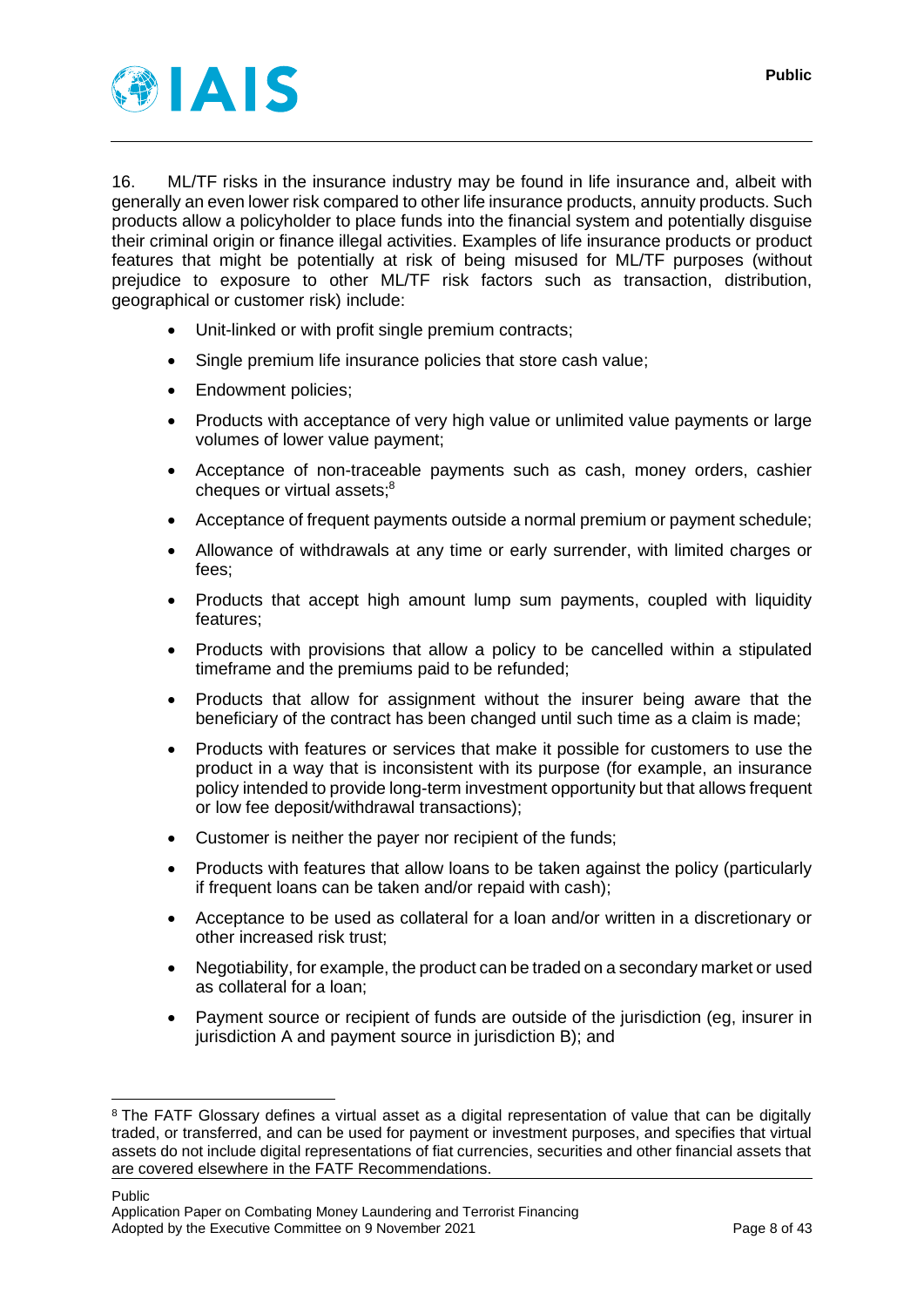16. ML/TF risks in the insurance industry may be found in life insurance and, albeit with generally an even lower risk compared to other life insurance products, annuity products. Such products allow a policyholder to place funds into the financial system and potentially disguise their criminal origin or finance illegal activities. Examples of life insurance products or product features that might be potentially at risk of being misused for ML/TF purposes (without prejudice to exposure to other ML/TF risk factors such as transaction, distribution, geographical or customer risk) include:

- Unit-linked or with profit single premium contracts;
- Single premium life insurance policies that store cash value;
- Endowment policies;
- Products with acceptance of very high value or unlimited value payments or large volumes of lower value payment;
- Acceptance of non-traceable payments such as cash, money orders, cashier cheques or virtual assets;[8]
- Acceptance of frequent payments outside a normal premium or payment schedule;
- Allowance of withdrawals at any time or early surrender, with limited charges or fees;
- Products that accept high amount lump sum payments, coupled with liquidity features;
- Products with provisions that allow a policy to be cancelled within a stipulated timeframe and the premiums paid to be refunded;
- Products that allow for assignment without the insurer being aware that the beneficiary of the contract has been changed until such time as a claim is made;
- Products with features or services that make it possible for customers to use the product in a way that is inconsistent with its purpose (for example, an insurance policy intended to provide long-term investment opportunity but that allows frequent or low fee deposit/withdrawal transactions);
- Customer is neither the payer nor recipient of the funds;
- Products with features that allow loans to be taken against the policy (particularly if frequent loans can be taken and/or repaid with cash);
- Acceptance to be used as collateral for a loan and/or written in a discretionary or other increased risk trust;
- Negotiability, for example, the product can be traded on a secondary market or used as collateral for a loan;
- Payment source or recipient of funds are outside of the jurisdiction (eg, insurer in jurisdiction A and payment source in jurisdiction B); and

[8] The FATF Glossary defines a virtual asset as a digital representation of value that can be digitally traded, or transferred, and can be used for payment or investment purposes, and specifies that virtual assets do not include digital representations of fiat currencies, securities and other financial assets that are covered elsewhere in the FATF Recommendations.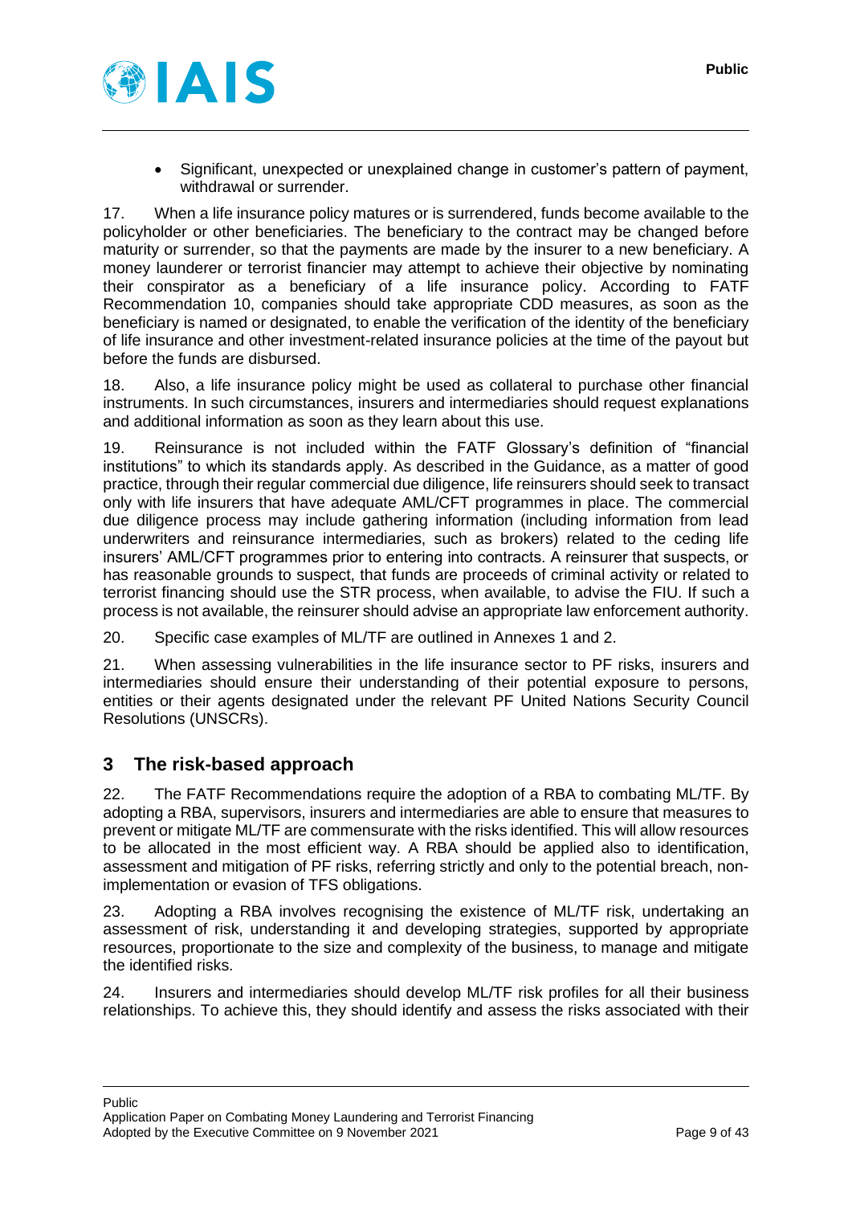- Significant, unexpected or unexplained change in customer's pattern of payment, withdrawal or surrender.

17. When a life insurance policy matures or is surrendered, funds become available to the policyholder or other beneficiaries. The beneficiary to the contract may be changed before maturity or surrender, so that the payments are made by the insurer to a new beneficiary. A money launderer or terrorist financier may attempt to achieve their objective by nominating their conspirator as a beneficiary of a life insurance policy. According to FATF Recommendation 10, companies should take appropriate CDD measures, as soon as the beneficiary is named or designated, to enable the verification of the identity of the beneficiary of life insurance and other investment-related insurance policies at the time of the payout but before the funds are disbursed.

18. Also, a life insurance policy might be used as collateral to purchase other financial instruments. In such circumstances, insurers and intermediaries should request explanations and additional information as soon as they learn about this use.

19. Reinsurance is not included within the FATF Glossary's definition of "financial institutions" to which its standards apply. As described in the Guidance, as a matter of good practice, through their regular commercial due diligence, life reinsurers should seek to transact only with life insurers that have adequate AML/CFT programmes in place. The commercial due diligence process may include gathering information (including information from lead underwriters and reinsurance intermediaries, such as brokers) related to the ceding life insurers' AML/CFT programmes prior to entering into contracts. A reinsurer that suspects, or has reasonable grounds to suspect, that funds are proceeds of criminal activity or related to terrorist financing should use the STR process, when available, to advise the FIU. If such a process is not available, the reinsurer should advise an appropriate law enforcement authority.

20. Specific case examples of ML/TF are outlined in Annexes 1 and 2.

21. When assessing vulnerabilities in the life insurance sector to PF risks, insurers and intermediaries should ensure their understanding of their potential exposure to persons, entities or their agents designated under the relevant PF United Nations Security Council Resolutions (UNSCRs).

## 3 The risk-based approach

22. The FATF Recommendations require the adoption of a RBA to combating ML/TF. By adopting a RBA, supervisors, insurers and intermediaries are able to ensure that measures to prevent or mitigate ML/TF are commensurate with the risks identified. This will allow resources to be allocated in the most efficient way. A RBA should be applied also to identification, assessment and mitigation of PF risks, referring strictly and only to the potential breach, non-implementation or evasion of TFS obligations.

23. Adopting a RBA involves recognising the existence of ML/TF risk, undertaking an assessment of risk, understanding it and developing strategies, supported by appropriate resources, proportionate to the size and complexity of the business, to manage and mitigate the identified risks.

24. Insurers and intermediaries should develop ML/TF risk profiles for all their business relationships. To achieve this, they should identify and assess the risks associated with their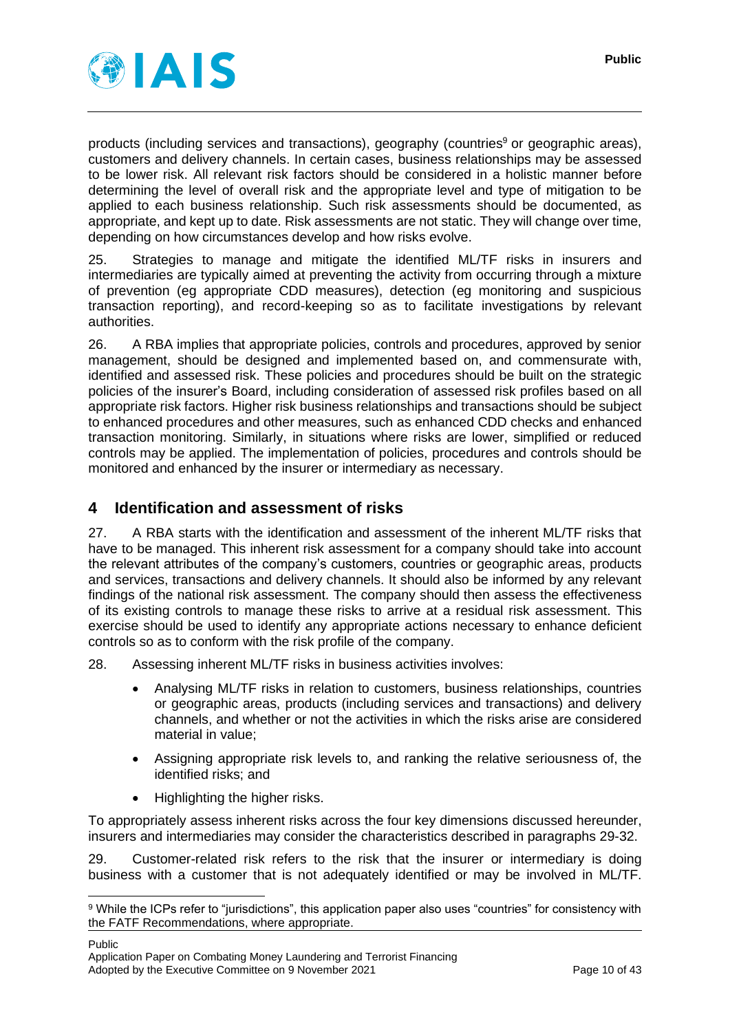products (including services and transactions), geography (countries[9] or geographic areas), customers and delivery channels. In certain cases, business relationships may be assessed to be lower risk. All relevant risk factors should be considered in a holistic manner before determining the level of overall risk and the appropriate level and type of mitigation to be applied to each business relationship. Such risk assessments should be documented, as appropriate, and kept up to date. Risk assessments are not static. They will change over time, depending on how circumstances develop and how risks evolve.

25. Strategies to manage and mitigate the identified ML/TF risks in insurers and intermediaries are typically aimed at preventing the activity from occurring through a mixture of prevention (eg appropriate CDD measures), detection (eg monitoring and suspicious transaction reporting), and record-keeping so as to facilitate investigations by relevant authorities.

26. A RBA implies that appropriate policies, controls and procedures, approved by senior management, should be designed and implemented based on, and commensurate with, identified and assessed risk. These policies and procedures should be built on the strategic policies of the insurer's Board, including consideration of assessed risk profiles based on all appropriate risk factors. Higher risk business relationships and transactions should be subject to enhanced procedures and other measures, such as enhanced CDD checks and enhanced transaction monitoring. Similarly, in situations where risks are lower, simplified or reduced controls may be applied. The implementation of policies, procedures and controls should be monitored and enhanced by the insurer or intermediary as necessary.

## 4 Identification and assessment of risks

27. A RBA starts with the identification and assessment of the inherent ML/TF risks that have to be managed. This inherent risk assessment for a company should take into account the relevant attributes of the company's customers, countries or geographic areas, products and services, transactions and delivery channels. It should also be informed by any relevant findings of the national risk assessment. The company should then assess the effectiveness of its existing controls to manage these risks to arrive at a residual risk assessment. This exercise should be used to identify any appropriate actions necessary to enhance deficient controls so as to conform with the risk profile of the company.

28. Assessing inherent ML/TF risks in business activities involves:

- Analysing ML/TF risks in relation to customers, business relationships, countries or geographic areas, products (including services and transactions) and delivery channels, and whether or not the activities in which the risks arise are considered material in value;
- Assigning appropriate risk levels to, and ranking the relative seriousness of, the identified risks; and
- Highlighting the higher risks.

To appropriately assess inherent risks across the four key dimensions discussed hereunder, insurers and intermediaries may consider the characteristics described in paragraphs 29-32.

29. Customer-related risk refers to the risk that the insurer or intermediary is doing business with a customer that is not adequately identified or may be involved in ML/TF.

[9] While the ICPs refer to "jurisdictions", this application paper also uses "countries" for consistency with the FATF Recommendations, where appropriate.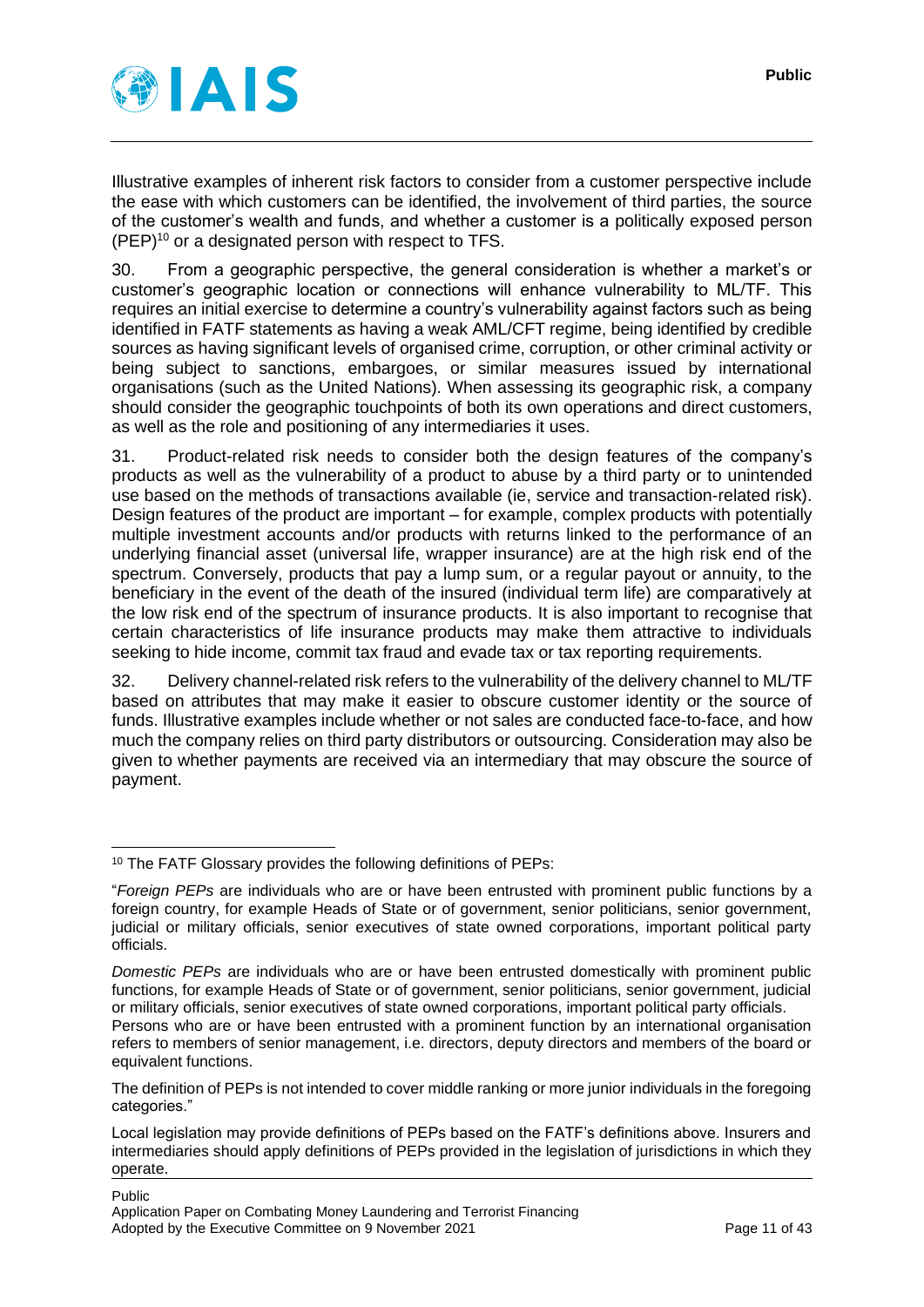Illustrative examples of inherent risk factors to consider from a customer perspective include the ease with which customers can be identified, the involvement of third parties, the source of the customer's wealth and funds, and whether a customer is a politically exposed person (PEP)[10] or a designated person with respect to TFS.

30. From a geographic perspective, the general consideration is whether a market's or customer's geographic location or connections will enhance vulnerability to ML/TF. This requires an initial exercise to determine a country's vulnerability against factors such as being identified in FATF statements as having a weak AML/CFT regime, being identified by credible sources as having significant levels of organised crime, corruption, or other criminal activity or being subject to sanctions, embargoes, or similar measures issued by international organisations (such as the United Nations). When assessing its geographic risk, a company should consider the geographic touchpoints of both its own operations and direct customers, as well as the role and positioning of any intermediaries it uses.

31. Product-related risk needs to consider both the design features of the company's products as well as the vulnerability of a product to abuse by a third party or to unintended use based on the methods of transactions available (ie, service and transaction-related risk). Design features of the product are important – for example, complex products with potentially multiple investment accounts and/or products with returns linked to the performance of an underlying financial asset (universal life, wrapper insurance) are at the high risk end of the spectrum. Conversely, products that pay a lump sum, or a regular payout or annuity, to the beneficiary in the event of the death of the insured (individual term life) are comparatively at the low risk end of the spectrum of insurance products. It is also important to recognise that certain characteristics of life insurance products may make them attractive to individuals seeking to hide income, commit tax fraud and evade tax or tax reporting requirements.

32. Delivery channel-related risk refers to the vulnerability of the delivery channel to ML/TF based on attributes that may make it easier to obscure customer identity or the source of funds. Illustrative examples include whether or not sales are conducted face-to-face, and how much the company relies on third party distributors or outsourcing. Consideration may also be given to whether payments are received via an intermediary that may obscure the source of payment.

---

[10] The FATF Glossary provides the following definitions of PEPs:

"*Foreign PEPs* are individuals who are or have been entrusted with prominent public functions by a foreign country, for example Heads of State or of government, senior politicians, senior government, judicial or military officials, senior executives of state owned corporations, important political party officials.

*Domestic PEPs* are individuals who are or have been entrusted domestically with prominent public functions, for example Heads of State or of government, senior politicians, senior government, judicial or military officials, senior executives of state owned corporations, important political party officials.
Persons who are or have been entrusted with a prominent function by an international organisation refers to members of senior management, i.e. directors, deputy directors and members of the board or equivalent functions.

The definition of PEPs is not intended to cover middle ranking or more junior individuals in the foregoing categories."

Local legislation may provide definitions of PEPs based on the FATF's definitions above. Insurers and intermediaries should apply definitions of PEPs provided in the legislation of jurisdictions in which they operate.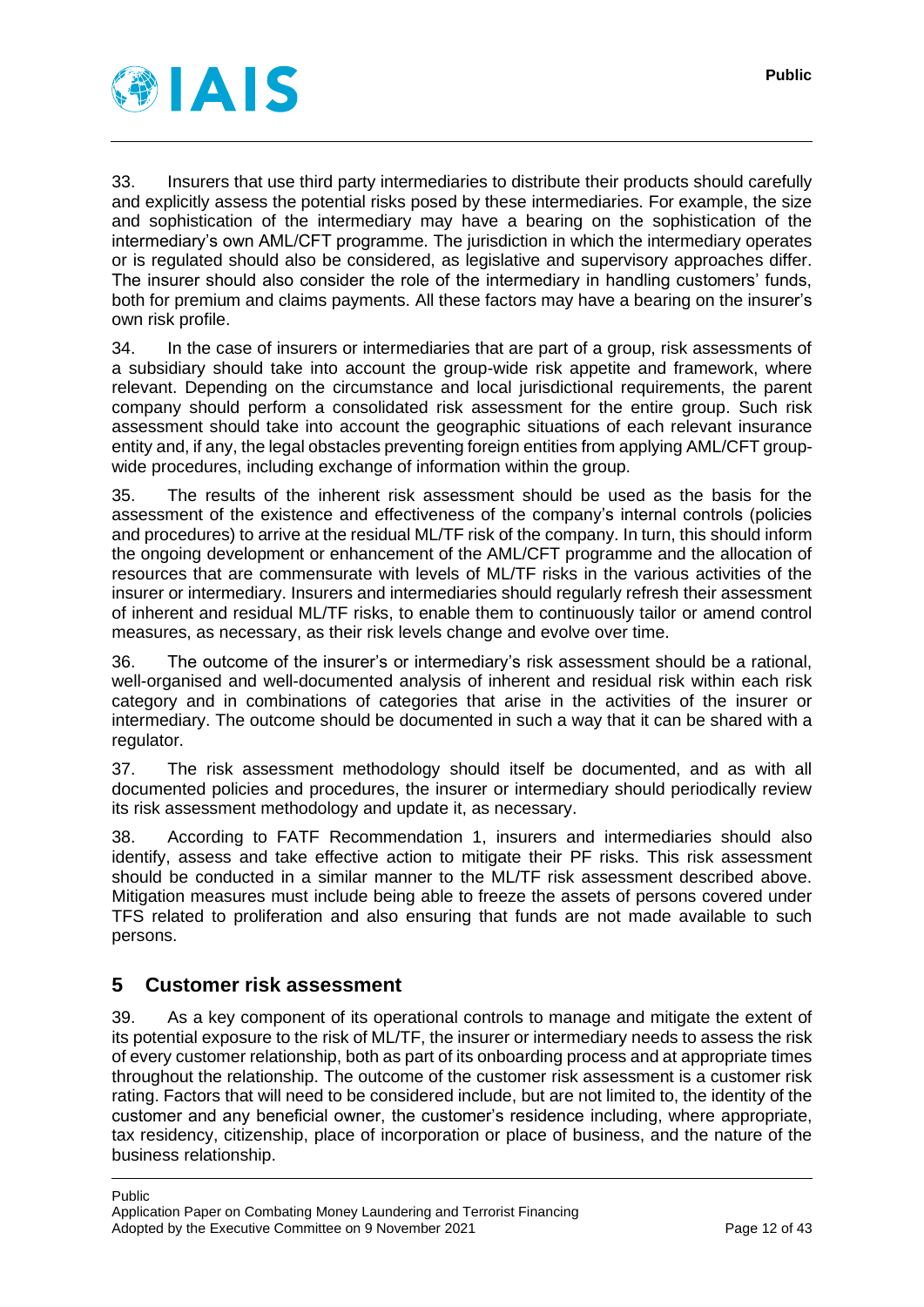33. Insurers that use third party intermediaries to distribute their products should carefully and explicitly assess the potential risks posed by these intermediaries. For example, the size and sophistication of the intermediary may have a bearing on the sophistication of the intermediary's own AML/CFT programme. The jurisdiction in which the intermediary operates or is regulated should also be considered, as legislative and supervisory approaches differ. The insurer should also consider the role of the intermediary in handling customers' funds, both for premium and claims payments. All these factors may have a bearing on the insurer's own risk profile.

34. In the case of insurers or intermediaries that are part of a group, risk assessments of a subsidiary should take into account the group-wide risk appetite and framework, where relevant. Depending on the circumstance and local jurisdictional requirements, the parent company should perform a consolidated risk assessment for the entire group. Such risk assessment should take into account the geographic situations of each relevant insurance entity and, if any, the legal obstacles preventing foreign entities from applying AML/CFT group-wide procedures, including exchange of information within the group.

35. The results of the inherent risk assessment should be used as the basis for the assessment of the existence and effectiveness of the company's internal controls (policies and procedures) to arrive at the residual ML/TF risk of the company. In turn, this should inform the ongoing development or enhancement of the AML/CFT programme and the allocation of resources that are commensurate with levels of ML/TF risks in the various activities of the insurer or intermediary. Insurers and intermediaries should regularly refresh their assessment of inherent and residual ML/TF risks, to enable them to continuously tailor or amend control measures, as necessary, as their risk levels change and evolve over time.

36. The outcome of the insurer's or intermediary's risk assessment should be a rational, well-organised and well-documented analysis of inherent and residual risk within each risk category and in combinations of categories that arise in the activities of the insurer or intermediary. The outcome should be documented in such a way that it can be shared with a regulator.

37. The risk assessment methodology should itself be documented, and as with all documented policies and procedures, the insurer or intermediary should periodically review its risk assessment methodology and update it, as necessary.

38. According to FATF Recommendation 1, insurers and intermediaries should also identify, assess and take effective action to mitigate their PF risks. This risk assessment should be conducted in a similar manner to the ML/TF risk assessment described above. Mitigation measures must include being able to freeze the assets of persons covered under TFS related to proliferation and also ensuring that funds are not made available to such persons.

## 5 Customer risk assessment

39. As a key component of its operational controls to manage and mitigate the extent of its potential exposure to the risk of ML/TF, the insurer or intermediary needs to assess the risk of every customer relationship, both as part of its onboarding process and at appropriate times throughout the relationship. The outcome of the customer risk assessment is a customer risk rating. Factors that will need to be considered include, but are not limited to, the identity of the customer and any beneficial owner, the customer's residence including, where appropriate, tax residency, citizenship, place of incorporation or place of business, and the nature of the business relationship.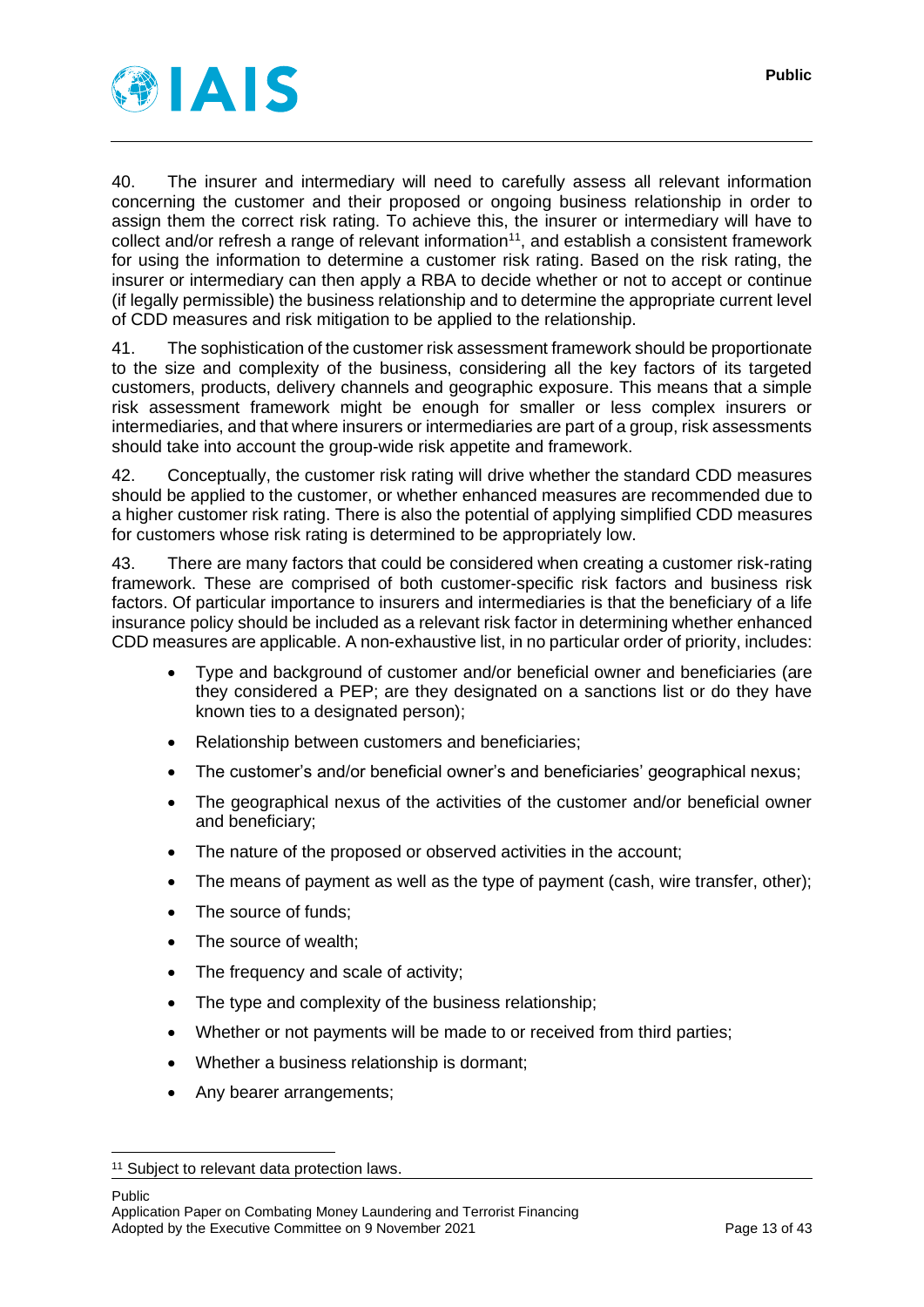40. The insurer and intermediary will need to carefully assess all relevant information concerning the customer and their proposed or ongoing business relationship in order to assign them the correct risk rating. To achieve this, the insurer or intermediary will have to collect and/or refresh a range of relevant information[11], and establish a consistent framework for using the information to determine a customer risk rating. Based on the risk rating, the insurer or intermediary can then apply a RBA to decide whether or not to accept or continue (if legally permissible) the business relationship and to determine the appropriate current level of CDD measures and risk mitigation to be applied to the relationship.

41. The sophistication of the customer risk assessment framework should be proportionate to the size and complexity of the business, considering all the key factors of its targeted customers, products, delivery channels and geographic exposure. This means that a simple risk assessment framework might be enough for smaller or less complex insurers or intermediaries, and that where insurers or intermediaries are part of a group, risk assessments should take into account the group-wide risk appetite and framework.

42. Conceptually, the customer risk rating will drive whether the standard CDD measures should be applied to the customer, or whether enhanced measures are recommended due to a higher customer risk rating. There is also the potential of applying simplified CDD measures for customers whose risk rating is determined to be appropriately low.

43. There are many factors that could be considered when creating a customer risk-rating framework. These are comprised of both customer-specific risk factors and business risk factors. Of particular importance to insurers and intermediaries is that the beneficiary of a life insurance policy should be included as a relevant risk factor in determining whether enhanced CDD measures are applicable. A non-exhaustive list, in no particular order of priority, includes:

- Type and background of customer and/or beneficial owner and beneficiaries (are they considered a PEP; are they designated on a sanctions list or do they have known ties to a designated person);
- Relationship between customers and beneficiaries;
- The customer's and/or beneficial owner's and beneficiaries' geographical nexus;
- The geographical nexus of the activities of the customer and/or beneficial owner and beneficiary;
- The nature of the proposed or observed activities in the account;
- The means of payment as well as the type of payment (cash, wire transfer, other);
- The source of funds;
- The source of wealth;
- The frequency and scale of activity;
- The type and complexity of the business relationship;
- Whether or not payments will be made to or received from third parties;
- Whether a business relationship is dormant;
- Any bearer arrangements;

[11] Subject to relevant data protection laws.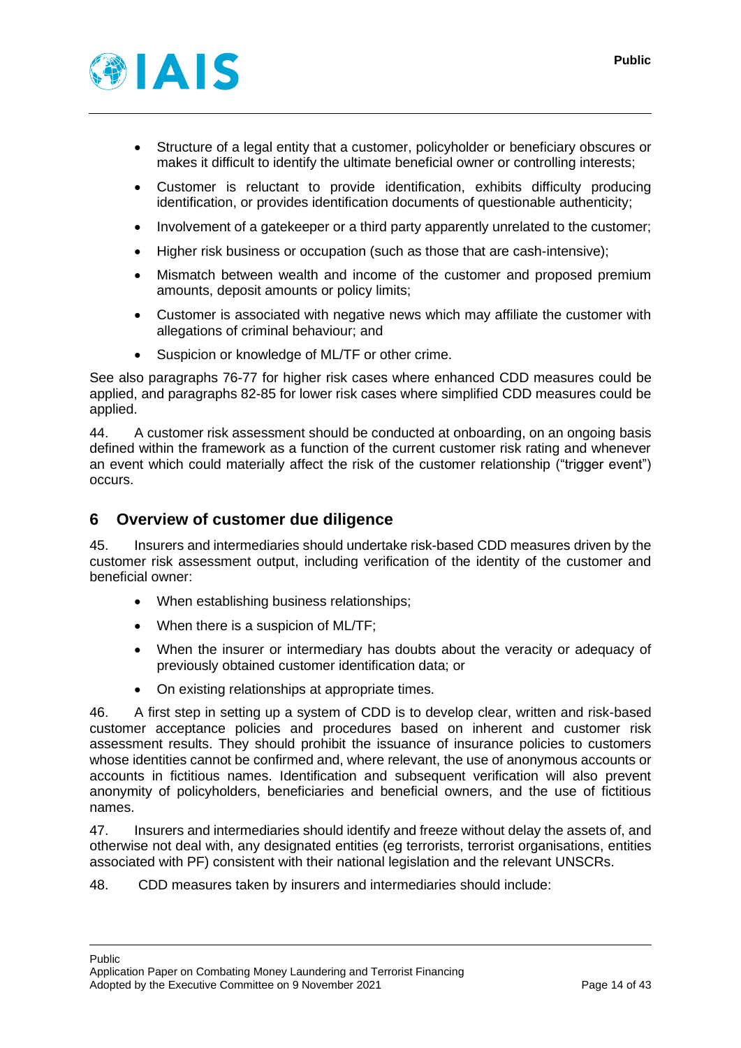- Structure of a legal entity that a customer, policyholder or beneficiary obscures or makes it difficult to identify the ultimate beneficial owner or controlling interests;
- Customer is reluctant to provide identification, exhibits difficulty producing identification, or provides identification documents of questionable authenticity;
- Involvement of a gatekeeper or a third party apparently unrelated to the customer;
- Higher risk business or occupation (such as those that are cash-intensive);
- Mismatch between wealth and income of the customer and proposed premium amounts, deposit amounts or policy limits;
- Customer is associated with negative news which may affiliate the customer with allegations of criminal behaviour; and
- Suspicion or knowledge of ML/TF or other crime.

See also paragraphs 76-77 for higher risk cases where enhanced CDD measures could be applied, and paragraphs 82-85 for lower risk cases where simplified CDD measures could be applied.

44. A customer risk assessment should be conducted at onboarding, on an ongoing basis defined within the framework as a function of the current customer risk rating and whenever an event which could materially affect the risk of the customer relationship ("trigger event") occurs.

## 6 Overview of customer due diligence

45. Insurers and intermediaries should undertake risk-based CDD measures driven by the customer risk assessment output, including verification of the identity of the customer and beneficial owner:

- When establishing business relationships;
- When there is a suspicion of ML/TF;
- When the insurer or intermediary has doubts about the veracity or adequacy of previously obtained customer identification data; or
- On existing relationships at appropriate times.

46. A first step in setting up a system of CDD is to develop clear, written and risk-based customer acceptance policies and procedures based on inherent and customer risk assessment results. They should prohibit the issuance of insurance policies to customers whose identities cannot be confirmed and, where relevant, the use of anonymous accounts or accounts in fictitious names. Identification and subsequent verification will also prevent anonymity of policyholders, beneficiaries and beneficial owners, and the use of fictitious names.

47. Insurers and intermediaries should identify and freeze without delay the assets of, and otherwise not deal with, any designated entities (eg terrorists, terrorist organisations, entities associated with PF) consistent with their national legislation and the relevant UNSCRs.

48. CDD measures taken by insurers and intermediaries should include: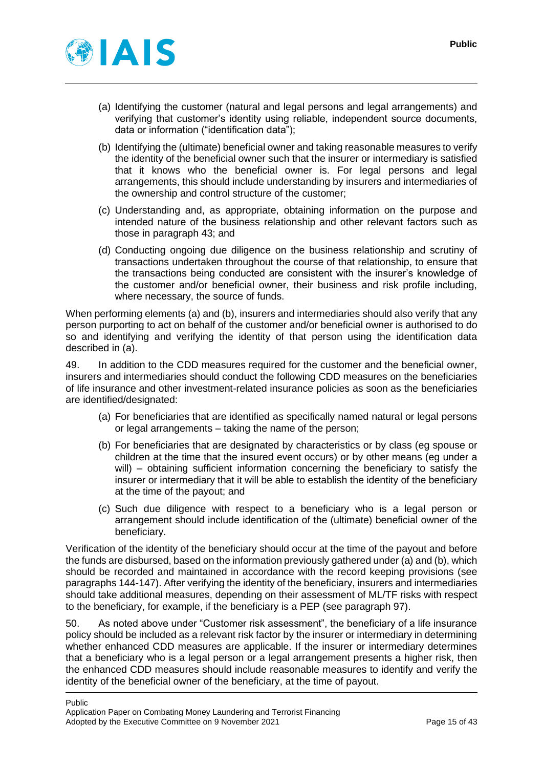(a) Identifying the customer (natural and legal persons and legal arrangements) and verifying that customer's identity using reliable, independent source documents, data or information ("identification data");

(b) Identifying the (ultimate) beneficial owner and taking reasonable measures to verify the identity of the beneficial owner such that the insurer or intermediary is satisfied that it knows who the beneficial owner is. For legal persons and legal arrangements, this should include understanding by insurers and intermediaries of the ownership and control structure of the customer;

(c) Understanding and, as appropriate, obtaining information on the purpose and intended nature of the business relationship and other relevant factors such as those in paragraph 43; and

(d) Conducting ongoing due diligence on the business relationship and scrutiny of transactions undertaken throughout the course of that relationship, to ensure that the transactions being conducted are consistent with the insurer's knowledge of the customer and/or beneficial owner, their business and risk profile including, where necessary, the source of funds.

When performing elements (a) and (b), insurers and intermediaries should also verify that any person purporting to act on behalf of the customer and/or beneficial owner is authorised to do so and identifying and verifying the identity of that person using the identification data described in (a).

49. In addition to the CDD measures required for the customer and the beneficial owner, insurers and intermediaries should conduct the following CDD measures on the beneficiaries of life insurance and other investment-related insurance policies as soon as the beneficiaries are identified/designated:

(a) For beneficiaries that are identified as specifically named natural or legal persons or legal arrangements – taking the name of the person;

(b) For beneficiaries that are designated by characteristics or by class (eg spouse or children at the time that the insured event occurs) or by other means (eg under a will) – obtaining sufficient information concerning the beneficiary to satisfy the insurer or intermediary that it will be able to establish the identity of the beneficiary at the time of the payout; and

(c) Such due diligence with respect to a beneficiary who is a legal person or arrangement should include identification of the (ultimate) beneficial owner of the beneficiary.

Verification of the identity of the beneficiary should occur at the time of the payout and before the funds are disbursed, based on the information previously gathered under (a) and (b), which should be recorded and maintained in accordance with the record keeping provisions (see paragraphs 144-147). After verifying the identity of the beneficiary, insurers and intermediaries should take additional measures, depending on their assessment of ML/TF risks with respect to the beneficiary, for example, if the beneficiary is a PEP (see paragraph 97).

50. As noted above under "Customer risk assessment", the beneficiary of a life insurance policy should be included as a relevant risk factor by the insurer or intermediary in determining whether enhanced CDD measures are applicable. If the insurer or intermediary determines that a beneficiary who is a legal person or a legal arrangement presents a higher risk, then the enhanced CDD measures should include reasonable measures to identify and verify the identity of the beneficial owner of the beneficiary, at the time of payout.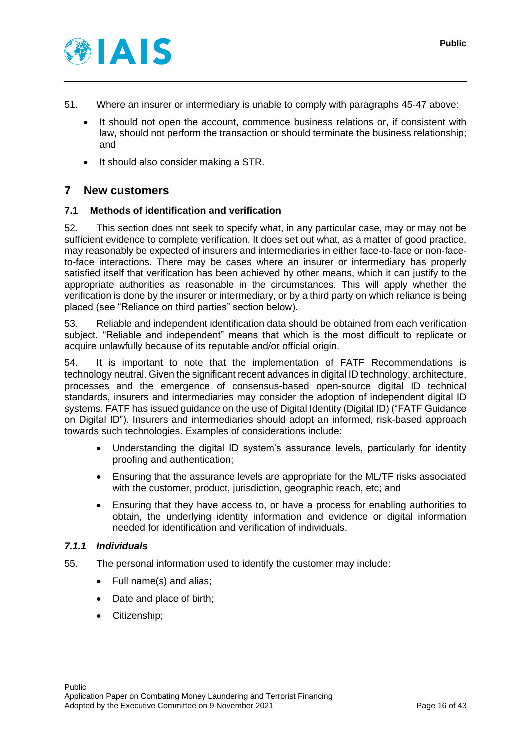51. Where an insurer or intermediary is unable to comply with paragraphs 45-47 above:

- It should not open the account, commence business relations or, if consistent with law, should not perform the transaction or should terminate the business relationship; and
- It should also consider making a STR.

# 7 New customers

## 7.1 Methods of identification and verification

52. This section does not seek to specify what, in any particular case, may or may not be sufficient evidence to complete verification. It does set out what, as a matter of good practice, may reasonably be expected of insurers and intermediaries in either face-to-face or non-face-to-face interactions. There may be cases where an insurer or intermediary has properly satisfied itself that verification has been achieved by other means, which it can justify to the appropriate authorities as reasonable in the circumstances. This will apply whether the verification is done by the insurer or intermediary, or by a third party on which reliance is being placed (see "Reliance on third parties" section below).

53. Reliable and independent identification data should be obtained from each verification subject. "Reliable and independent" means that which is the most difficult to replicate or acquire unlawfully because of its reputable and/or official origin.

54. It is important to note that the implementation of FATF Recommendations is technology neutral. Given the significant recent advances in digital ID technology, architecture, processes and the emergence of consensus-based open-source digital ID technical standards, insurers and intermediaries may consider the adoption of independent digital ID systems. FATF has issued guidance on the use of Digital Identity (Digital ID) ("FATF Guidance on Digital ID"). Insurers and intermediaries should adopt an informed, risk-based approach towards such technologies. Examples of considerations include:

- Understanding the digital ID system's assurance levels, particularly for identity proofing and authentication;
- Ensuring that the assurance levels are appropriate for the ML/TF risks associated with the customer, product, jurisdiction, geographic reach, etc; and
- Ensuring that they have access to, or have a process for enabling authorities to obtain, the underlying identity information and evidence or digital information needed for identification and verification of individuals.

### *7.1.1 Individuals*

55. The personal information used to identify the customer may include:

- Full name(s) and alias;
- Date and place of birth;
- Citizenship;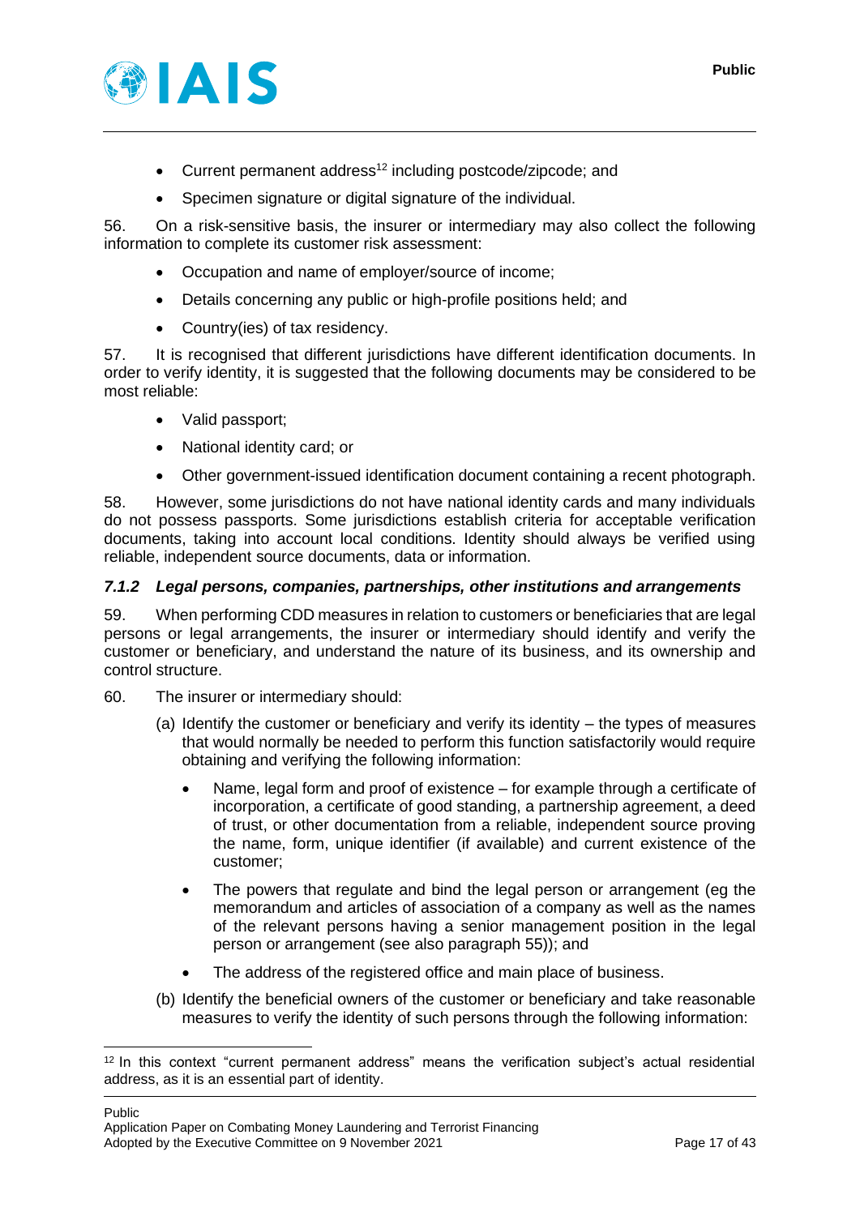- Current permanent address[12] including postcode/zipcode; and
- Specimen signature or digital signature of the individual.

56. On a risk-sensitive basis, the insurer or intermediary may also collect the following information to complete its customer risk assessment:

- Occupation and name of employer/source of income;
- Details concerning any public or high-profile positions held; and
- Country(ies) of tax residency.

57. It is recognised that different jurisdictions have different identification documents. In order to verify identity, it is suggested that the following documents may be considered to be most reliable:

- Valid passport;
- National identity card; or
- Other government-issued identification document containing a recent photograph.

58. However, some jurisdictions do not have national identity cards and many individuals do not possess passports. Some jurisdictions establish criteria for acceptable verification documents, taking into account local conditions. Identity should always be verified using reliable, independent source documents, data or information.

### *7.1.2 Legal persons, companies, partnerships, other institutions and arrangements*

59. When performing CDD measures in relation to customers or beneficiaries that are legal persons or legal arrangements, the insurer or intermediary should identify and verify the customer or beneficiary, and understand the nature of its business, and its ownership and control structure.

60. The insurer or intermediary should:

(a) Identify the customer or beneficiary and verify its identity – the types of measures that would normally be needed to perform this function satisfactorily would require obtaining and verifying the following information:

- Name, legal form and proof of existence – for example through a certificate of incorporation, a certificate of good standing, a partnership agreement, a deed of trust, or other documentation from a reliable, independent source proving the name, form, unique identifier (if available) and current existence of the customer;
- The powers that regulate and bind the legal person or arrangement (eg the memorandum and articles of association of a company as well as the names of the relevant persons having a senior management position in the legal person or arrangement (see also paragraph 55)); and
- The address of the registered office and main place of business.

(b) Identify the beneficial owners of the customer or beneficiary and take reasonable measures to verify the identity of such persons through the following information:

[12] In this context "current permanent address" means the verification subject's actual residential address, as it is an essential part of identity.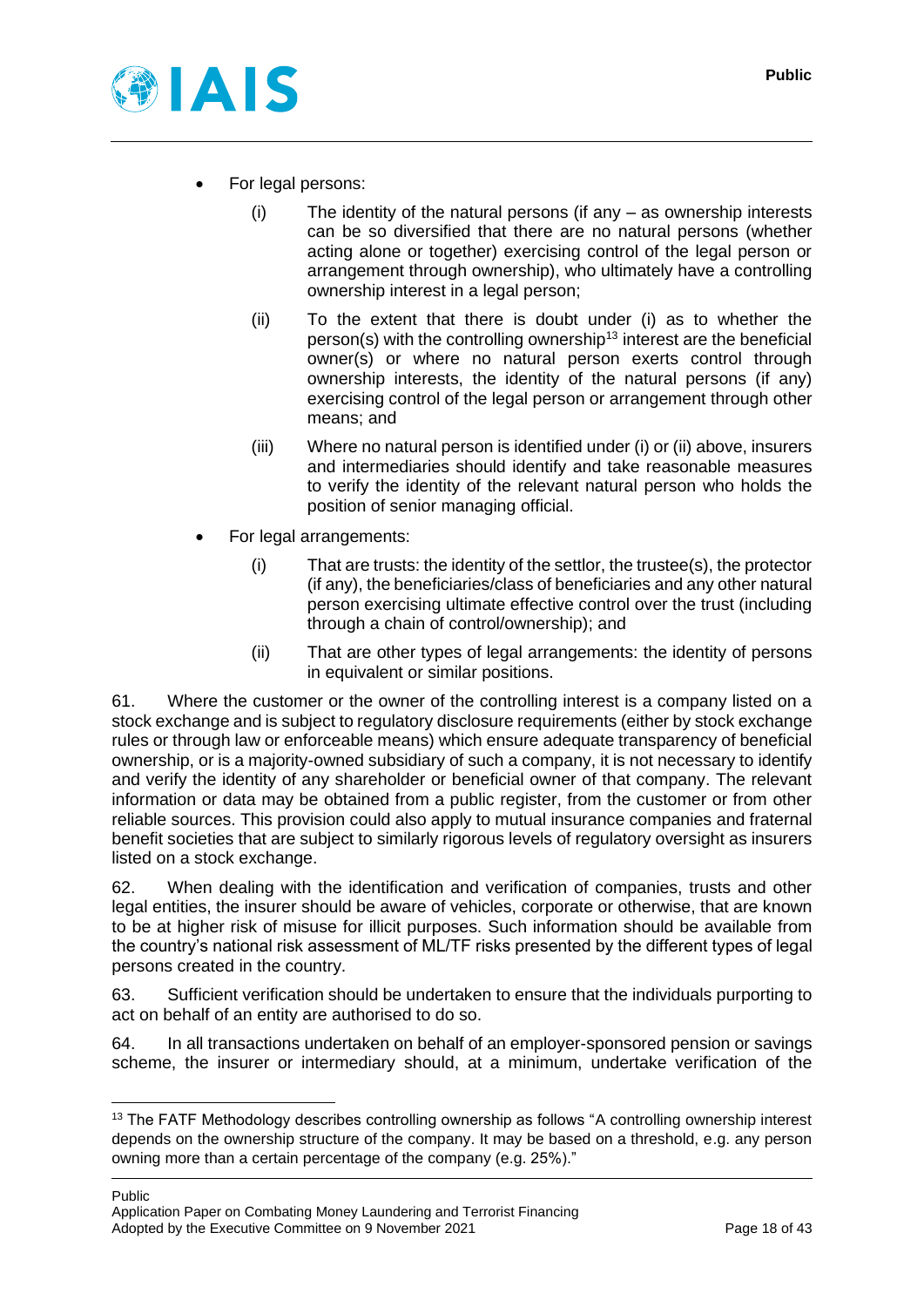- For legal persons:
  - (i) The identity of the natural persons (if any – as ownership interests can be so diversified that there are no natural persons (whether acting alone or together) exercising control of the legal person or arrangement through ownership), who ultimately have a controlling ownership interest in a legal person;
  - (ii) To the extent that there is doubt under (i) as to whether the person(s) with the controlling ownership[13] interest are the beneficial owner(s) or where no natural person exerts control through ownership interests, the identity of the natural persons (if any) exercising control of the legal person or arrangement through other means; and
  - (iii) Where no natural person is identified under (i) or (ii) above, insurers and intermediaries should identify and take reasonable measures to verify the identity of the relevant natural person who holds the position of senior managing official.
- For legal arrangements:
  - (i) That are trusts: the identity of the settlor, the trustee(s), the protector (if any), the beneficiaries/class of beneficiaries and any other natural person exercising ultimate effective control over the trust (including through a chain of control/ownership); and
  - (ii) That are other types of legal arrangements: the identity of persons in equivalent or similar positions.

61. Where the customer or the owner of the controlling interest is a company listed on a stock exchange and is subject to regulatory disclosure requirements (either by stock exchange rules or through law or enforceable means) which ensure adequate transparency of beneficial ownership, or is a majority-owned subsidiary of such a company, it is not necessary to identify and verify the identity of any shareholder or beneficial owner of that company. The relevant information or data may be obtained from a public register, from the customer or from other reliable sources. This provision could also apply to mutual insurance companies and fraternal benefit societies that are subject to similarly rigorous levels of regulatory oversight as insurers listed on a stock exchange.

62. When dealing with the identification and verification of companies, trusts and other legal entities, the insurer should be aware of vehicles, corporate or otherwise, that are known to be at higher risk of misuse for illicit purposes. Such information should be available from the country's national risk assessment of ML/TF risks presented by the different types of legal persons created in the country.

63. Sufficient verification should be undertaken to ensure that the individuals purporting to act on behalf of an entity are authorised to do so.

64. In all transactions undertaken on behalf of an employer-sponsored pension or savings scheme, the insurer or intermediary should, at a minimum, undertake verification of the

[13] The FATF Methodology describes controlling ownership as follows "A controlling ownership interest depends on the ownership structure of the company. It may be based on a threshold, e.g. any person owning more than a certain percentage of the company (e.g. 25%)."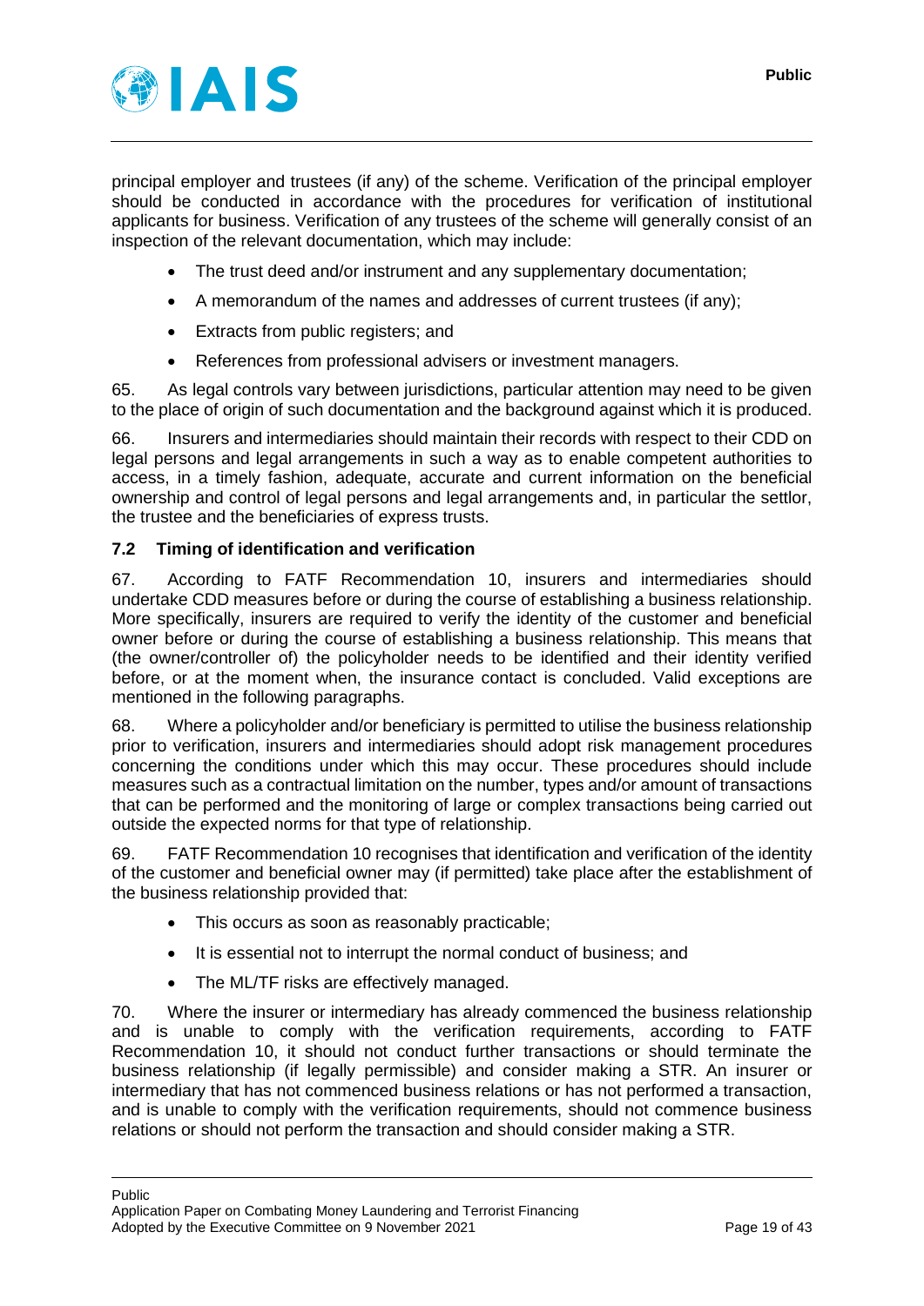principal employer and trustees (if any) of the scheme. Verification of the principal employer should be conducted in accordance with the procedures for verification of institutional applicants for business. Verification of any trustees of the scheme will generally consist of an inspection of the relevant documentation, which may include:

- The trust deed and/or instrument and any supplementary documentation;
- A memorandum of the names and addresses of current trustees (if any);
- Extracts from public registers; and
- References from professional advisers or investment managers.

65. As legal controls vary between jurisdictions, particular attention may need to be given to the place of origin of such documentation and the background against which it is produced.

66. Insurers and intermediaries should maintain their records with respect to their CDD on legal persons and legal arrangements in such a way as to enable competent authorities to access, in a timely fashion, adequate, accurate and current information on the beneficial ownership and control of legal persons and legal arrangements and, in particular the settlor, the trustee and the beneficiaries of express trusts.

### 7.2 Timing of identification and verification

67. According to FATF Recommendation 10, insurers and intermediaries should undertake CDD measures before or during the course of establishing a business relationship. More specifically, insurers are required to verify the identity of the customer and beneficial owner before or during the course of establishing a business relationship. This means that (the owner/controller of) the policyholder needs to be identified and their identity verified before, or at the moment when, the insurance contact is concluded. Valid exceptions are mentioned in the following paragraphs.

68. Where a policyholder and/or beneficiary is permitted to utilise the business relationship prior to verification, insurers and intermediaries should adopt risk management procedures concerning the conditions under which this may occur. These procedures should include measures such as a contractual limitation on the number, types and/or amount of transactions that can be performed and the monitoring of large or complex transactions being carried out outside the expected norms for that type of relationship.

69. FATF Recommendation 10 recognises that identification and verification of the identity of the customer and beneficial owner may (if permitted) take place after the establishment of the business relationship provided that:

- This occurs as soon as reasonably practicable;
- It is essential not to interrupt the normal conduct of business; and
- The ML/TF risks are effectively managed.

70. Where the insurer or intermediary has already commenced the business relationship and is unable to comply with the verification requirements, according to FATF Recommendation 10, it should not conduct further transactions or should terminate the business relationship (if legally permissible) and consider making a STR. An insurer or intermediary that has not commenced business relations or has not performed a transaction, and is unable to comply with the verification requirements, should not commence business relations or should not perform the transaction and should consider making a STR.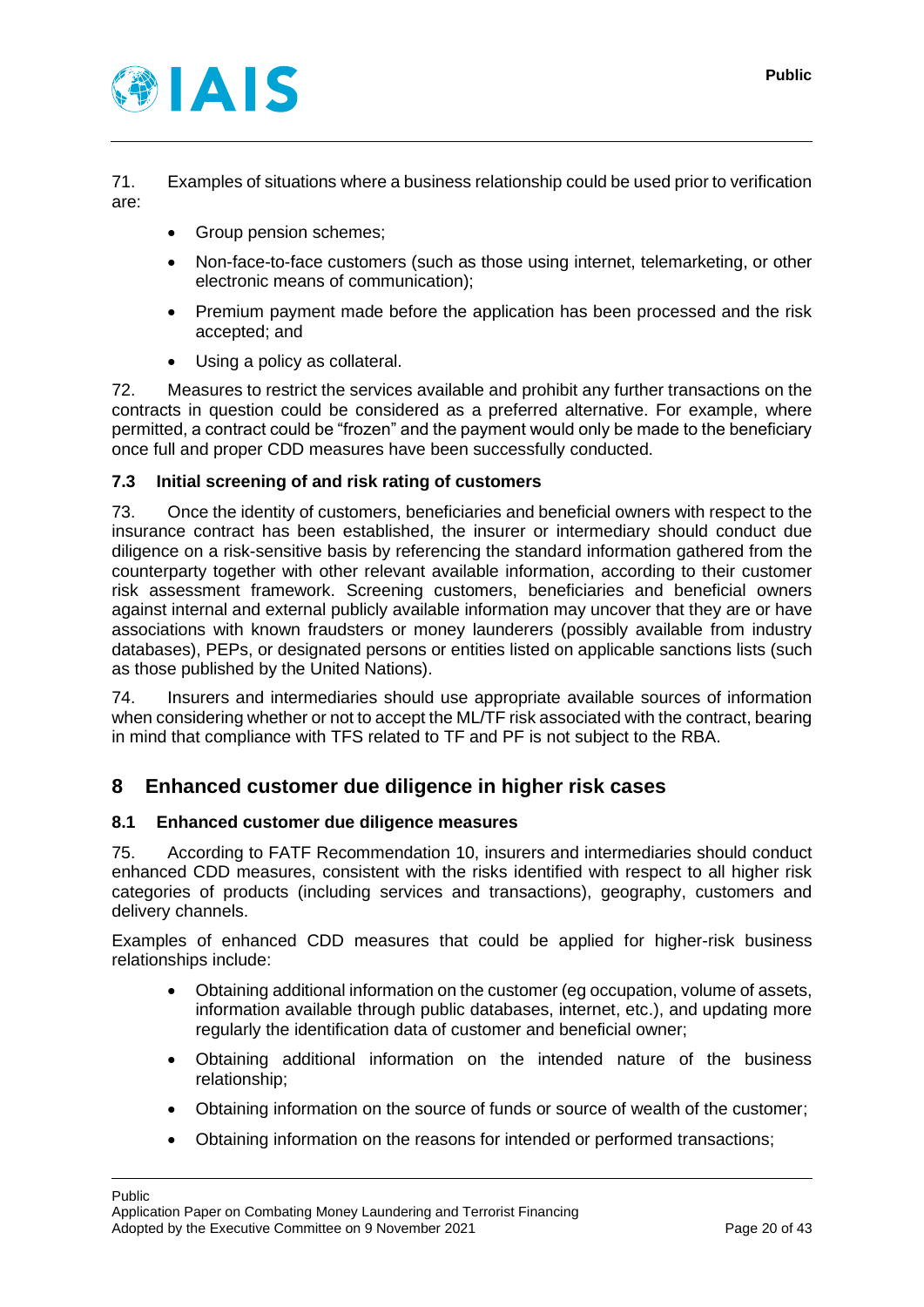71. Examples of situations where a business relationship could be used prior to verification are:

- Group pension schemes;
- Non-face-to-face customers (such as those using internet, telemarketing, or other electronic means of communication);
- Premium payment made before the application has been processed and the risk accepted; and
- Using a policy as collateral.

72. Measures to restrict the services available and prohibit any further transactions on the contracts in question could be considered as a preferred alternative. For example, where permitted, a contract could be "frozen" and the payment would only be made to the beneficiary once full and proper CDD measures have been successfully conducted.

### 7.3 Initial screening of and risk rating of customers

73. Once the identity of customers, beneficiaries and beneficial owners with respect to the insurance contract has been established, the insurer or intermediary should conduct due diligence on a risk-sensitive basis by referencing the standard information gathered from the counterparty together with other relevant available information, according to their customer risk assessment framework. Screening customers, beneficiaries and beneficial owners against internal and external publicly available information may uncover that they are or have associations with known fraudsters or money launderers (possibly available from industry databases), PEPs, or designated persons or entities listed on applicable sanctions lists (such as those published by the United Nations).

74. Insurers and intermediaries should use appropriate available sources of information when considering whether or not to accept the ML/TF risk associated with the contract, bearing in mind that compliance with TFS related to TF and PF is not subject to the RBA.

## 8 Enhanced customer due diligence in higher risk cases

### 8.1 Enhanced customer due diligence measures

75. According to FATF Recommendation 10, insurers and intermediaries should conduct enhanced CDD measures, consistent with the risks identified with respect to all higher risk categories of products (including services and transactions), geography, customers and delivery channels.

Examples of enhanced CDD measures that could be applied for higher-risk business relationships include:

- Obtaining additional information on the customer (eg occupation, volume of assets, information available through public databases, internet, etc.), and updating more regularly the identification data of customer and beneficial owner;
- Obtaining additional information on the intended nature of the business relationship;
- Obtaining information on the source of funds or source of wealth of the customer;
- Obtaining information on the reasons for intended or performed transactions;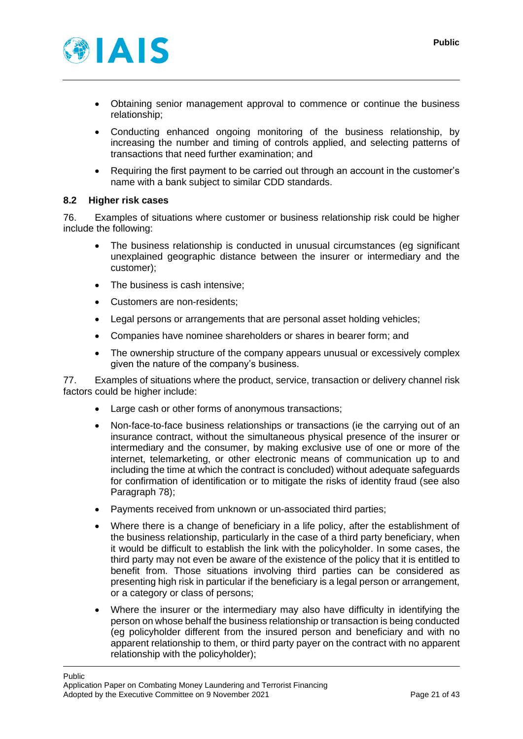- Obtaining senior management approval to commence or continue the business relationship;
- Conducting enhanced ongoing monitoring of the business relationship, by increasing the number and timing of controls applied, and selecting patterns of transactions that need further examination; and
- Requiring the first payment to be carried out through an account in the customer's name with a bank subject to similar CDD standards.

### 8.2 Higher risk cases

76. Examples of situations where customer or business relationship risk could be higher include the following:

- The business relationship is conducted in unusual circumstances (eg significant unexplained geographic distance between the insurer or intermediary and the customer);
- The business is cash intensive;
- Customers are non-residents;
- Legal persons or arrangements that are personal asset holding vehicles;
- Companies have nominee shareholders or shares in bearer form; and
- The ownership structure of the company appears unusual or excessively complex given the nature of the company's business.

77. Examples of situations where the product, service, transaction or delivery channel risk factors could be higher include:

- Large cash or other forms of anonymous transactions;
- Non-face-to-face business relationships or transactions (ie the carrying out of an insurance contract, without the simultaneous physical presence of the insurer or intermediary and the consumer, by making exclusive use of one or more of the internet, telemarketing, or other electronic means of communication up to and including the time at which the contract is concluded) without adequate safeguards for confirmation of identification or to mitigate the risks of identity fraud (see also Paragraph 78);
- Payments received from unknown or un-associated third parties;
- Where there is a change of beneficiary in a life policy, after the establishment of the business relationship, particularly in the case of a third party beneficiary, when it would be difficult to establish the link with the policyholder. In some cases, the third party may not even be aware of the existence of the policy that it is entitled to benefit from. Those situations involving third parties can be considered as presenting high risk in particular if the beneficiary is a legal person or arrangement, or a category or class of persons;
- Where the insurer or the intermediary may also have difficulty in identifying the person on whose behalf the business relationship or transaction is being conducted (eg policyholder different from the insured person and beneficiary and with no apparent relationship to them, or third party payer on the contract with no apparent relationship with the policyholder);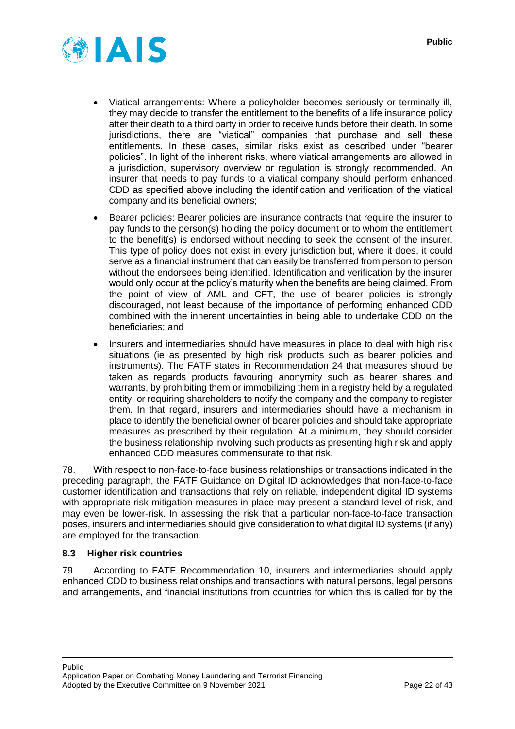- Viatical arrangements: Where a policyholder becomes seriously or terminally ill, they may decide to transfer the entitlement to the benefits of a life insurance policy after their death to a third party in order to receive funds before their death. In some jurisdictions, there are "viatical" companies that purchase and sell these entitlements. In these cases, similar risks exist as described under "bearer policies". In light of the inherent risks, where viatical arrangements are allowed in a jurisdiction, supervisory overview or regulation is strongly recommended. An insurer that needs to pay funds to a viatical company should perform enhanced CDD as specified above including the identification and verification of the viatical company and its beneficial owners;
- Bearer policies: Bearer policies are insurance contracts that require the insurer to pay funds to the person(s) holding the policy document or to whom the entitlement to the benefit(s) is endorsed without needing to seek the consent of the insurer. This type of policy does not exist in every jurisdiction but, where it does, it could serve as a financial instrument that can easily be transferred from person to person without the endorsees being identified. Identification and verification by the insurer would only occur at the policy's maturity when the benefits are being claimed. From the point of view of AML and CFT, the use of bearer policies is strongly discouraged, not least because of the importance of performing enhanced CDD combined with the inherent uncertainties in being able to undertake CDD on the beneficiaries; and
- Insurers and intermediaries should have measures in place to deal with high risk situations (ie as presented by high risk products such as bearer policies and instruments). The FATF states in Recommendation 24 that measures should be taken as regards products favouring anonymity such as bearer shares and warrants, by prohibiting them or immobilizing them in a registry held by a regulated entity, or requiring shareholders to notify the company and the company to register them. In that regard, insurers and intermediaries should have a mechanism in place to identify the beneficial owner of bearer policies and should take appropriate measures as prescribed by their regulation. At a minimum, they should consider the business relationship involving such products as presenting high risk and apply enhanced CDD measures commensurate to that risk.

78. With respect to non-face-to-face business relationships or transactions indicated in the preceding paragraph, the FATF Guidance on Digital ID acknowledges that non-face-to-face customer identification and transactions that rely on reliable, independent digital ID systems with appropriate risk mitigation measures in place may present a standard level of risk, and may even be lower-risk. In assessing the risk that a particular non-face-to-face transaction poses, insurers and intermediaries should give consideration to what digital ID systems (if any) are employed for the transaction.

### 8.3 Higher risk countries

79. According to FATF Recommendation 10, insurers and intermediaries should apply enhanced CDD to business relationships and transactions with natural persons, legal persons and arrangements, and financial institutions from countries for which this is called for by the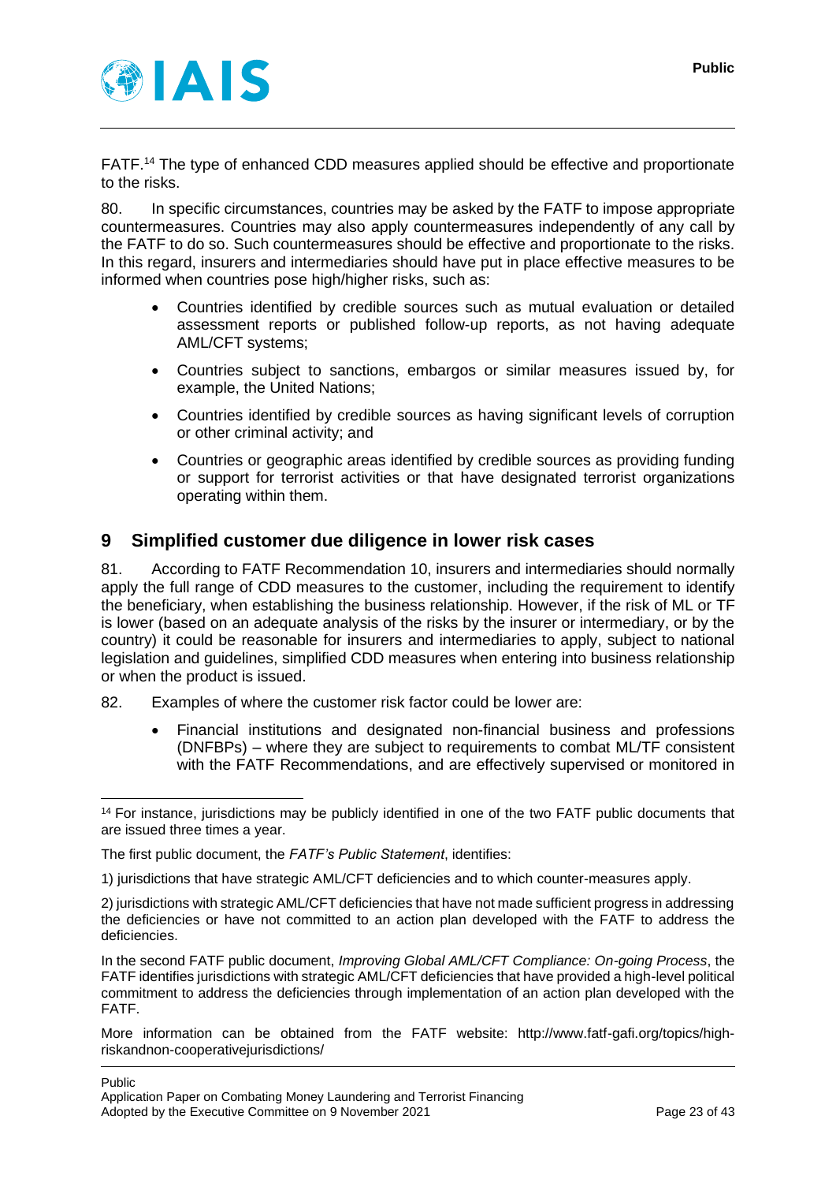FATF.[14] The type of enhanced CDD measures applied should be effective and proportionate to the risks.

80. In specific circumstances, countries may be asked by the FATF to impose appropriate countermeasures. Countries may also apply countermeasures independently of any call by the FATF to do so. Such countermeasures should be effective and proportionate to the risks. In this regard, insurers and intermediaries should have put in place effective measures to be informed when countries pose high/higher risks, such as:

- Countries identified by credible sources such as mutual evaluation or detailed assessment reports or published follow-up reports, as not having adequate AML/CFT systems;
- Countries subject to sanctions, embargos or similar measures issued by, for example, the United Nations;
- Countries identified by credible sources as having significant levels of corruption or other criminal activity; and
- Countries or geographic areas identified by credible sources as providing funding or support for terrorist activities or that have designated terrorist organizations operating within them.

## 9 Simplified customer due diligence in lower risk cases

81. According to FATF Recommendation 10, insurers and intermediaries should normally apply the full range of CDD measures to the customer, including the requirement to identify the beneficiary, when establishing the business relationship. However, if the risk of ML or TF is lower (based on an adequate analysis of the risks by the insurer or intermediary, or by the country) it could be reasonable for insurers and intermediaries to apply, subject to national legislation and guidelines, simplified CDD measures when entering into business relationship or when the product is issued.

82. Examples of where the customer risk factor could be lower are:

- Financial institutions and designated non-financial business and professions (DNFBPs) – where they are subject to requirements to combat ML/TF consistent with the FATF Recommendations, and are effectively supervised or monitored in

---

[14] For instance, jurisdictions may be publicly identified in one of the two FATF public documents that are issued three times a year.

The first public document, the *FATF's Public Statement*, identifies:

1) jurisdictions that have strategic AML/CFT deficiencies and to which counter-measures apply.

2) jurisdictions with strategic AML/CFT deficiencies that have not made sufficient progress in addressing the deficiencies or have not committed to an action plan developed with the FATF to address the deficiencies.

In the second FATF public document, *Improving Global AML/CFT Compliance: On-going Process*, the FATF identifies jurisdictions with strategic AML/CFT deficiencies that have provided a high-level political commitment to address the deficiencies through implementation of an action plan developed with the FATF.

More information can be obtained from the FATF website: http://www.fatf-gafi.org/topics/high-riskandnon-cooperativejurisdictions/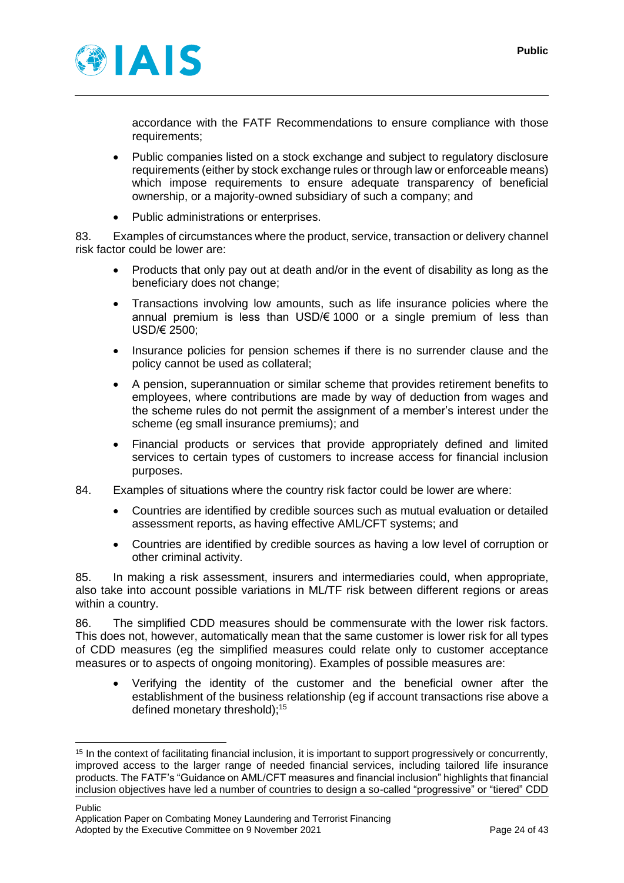accordance with the FATF Recommendations to ensure compliance with those requirements;

- Public companies listed on a stock exchange and subject to regulatory disclosure requirements (either by stock exchange rules or through law or enforceable means) which impose requirements to ensure adequate transparency of beneficial ownership, or a majority-owned subsidiary of such a company; and
- Public administrations or enterprises.

83. Examples of circumstances where the product, service, transaction or delivery channel risk factor could be lower are:

- Products that only pay out at death and/or in the event of disability as long as the beneficiary does not change;
- Transactions involving low amounts, such as life insurance policies where the annual premium is less than USD/€ 1000 or a single premium of less than USD/€ 2500;
- Insurance policies for pension schemes if there is no surrender clause and the policy cannot be used as collateral;
- A pension, superannuation or similar scheme that provides retirement benefits to employees, where contributions are made by way of deduction from wages and the scheme rules do not permit the assignment of a member's interest under the scheme (eg small insurance premiums); and
- Financial products or services that provide appropriately defined and limited services to certain types of customers to increase access for financial inclusion purposes.

84. Examples of situations where the country risk factor could be lower are where:

- Countries are identified by credible sources such as mutual evaluation or detailed assessment reports, as having effective AML/CFT systems; and
- Countries are identified by credible sources as having a low level of corruption or other criminal activity.

85. In making a risk assessment, insurers and intermediaries could, when appropriate, also take into account possible variations in ML/TF risk between different regions or areas within a country.

86. The simplified CDD measures should be commensurate with the lower risk factors. This does not, however, automatically mean that the same customer is lower risk for all types of CDD measures (eg the simplified measures could relate only to customer acceptance measures or to aspects of ongoing monitoring). Examples of possible measures are:

- Verifying the identity of the customer and the beneficial owner after the establishment of the business relationship (eg if account transactions rise above a defined monetary threshold);[15]

---

[15] In the context of facilitating financial inclusion, it is important to support progressively or concurrently, improved access to the larger range of needed financial services, including tailored life insurance products. The FATF's "Guidance on AML/CFT measures and financial inclusion" highlights that financial inclusion objectives have led a number of countries to design a so-called "progressive" or "tiered" CDD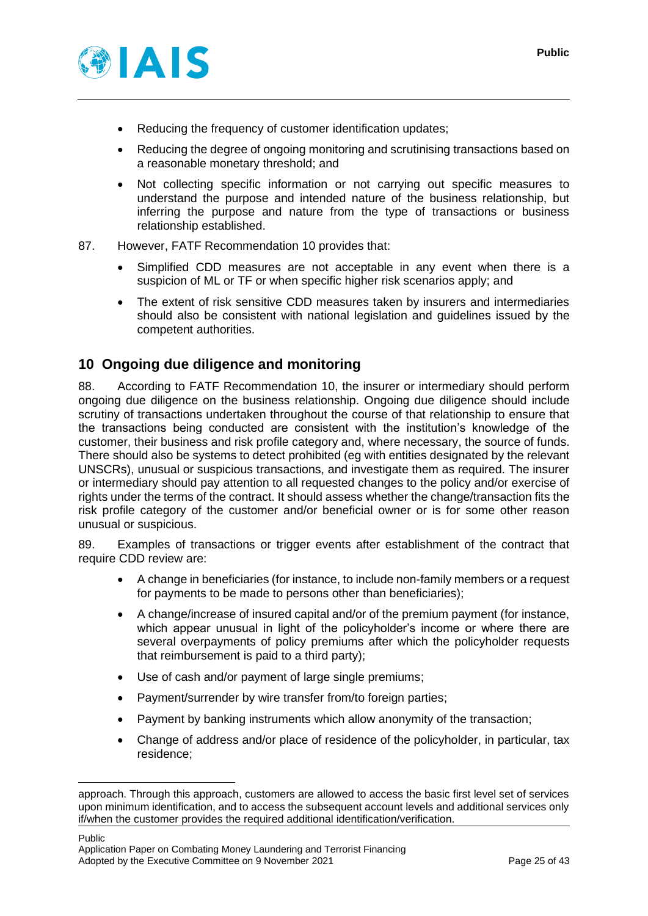- Reducing the frequency of customer identification updates;
- Reducing the degree of ongoing monitoring and scrutinising transactions based on a reasonable monetary threshold; and
- Not collecting specific information or not carrying out specific measures to understand the purpose and intended nature of the business relationship, but inferring the purpose and nature from the type of transactions or business relationship established.

87. However, FATF Recommendation 10 provides that:

- Simplified CDD measures are not acceptable in any event when there is a suspicion of ML or TF or when specific higher risk scenarios apply; and
- The extent of risk sensitive CDD measures taken by insurers and intermediaries should also be consistent with national legislation and guidelines issued by the competent authorities.

## 10 Ongoing due diligence and monitoring

88. According to FATF Recommendation 10, the insurer or intermediary should perform ongoing due diligence on the business relationship. Ongoing due diligence should include scrutiny of transactions undertaken throughout the course of that relationship to ensure that the transactions being conducted are consistent with the institution's knowledge of the customer, their business and risk profile category and, where necessary, the source of funds. There should also be systems to detect prohibited (eg with entities designated by the relevant UNSCRs), unusual or suspicious transactions, and investigate them as required. The insurer or intermediary should pay attention to all requested changes to the policy and/or exercise of rights under the terms of the contract. It should assess whether the change/transaction fits the risk profile category of the customer and/or beneficial owner or is for some other reason unusual or suspicious.

89. Examples of transactions or trigger events after establishment of the contract that require CDD review are:

- A change in beneficiaries (for instance, to include non-family members or a request for payments to be made to persons other than beneficiaries);
- A change/increase of insured capital and/or of the premium payment (for instance, which appear unusual in light of the policyholder's income or where there are several overpayments of policy premiums after which the policyholder requests that reimbursement is paid to a third party);
- Use of cash and/or payment of large single premiums;
- Payment/surrender by wire transfer from/to foreign parties;
- Payment by banking instruments which allow anonymity of the transaction;
- Change of address and/or place of residence of the policyholder, in particular, tax residence;

approach. Through this approach, customers are allowed to access the basic first level set of services upon minimum identification, and to access the subsequent account levels and additional services only if/when the customer provides the required additional identification/verification.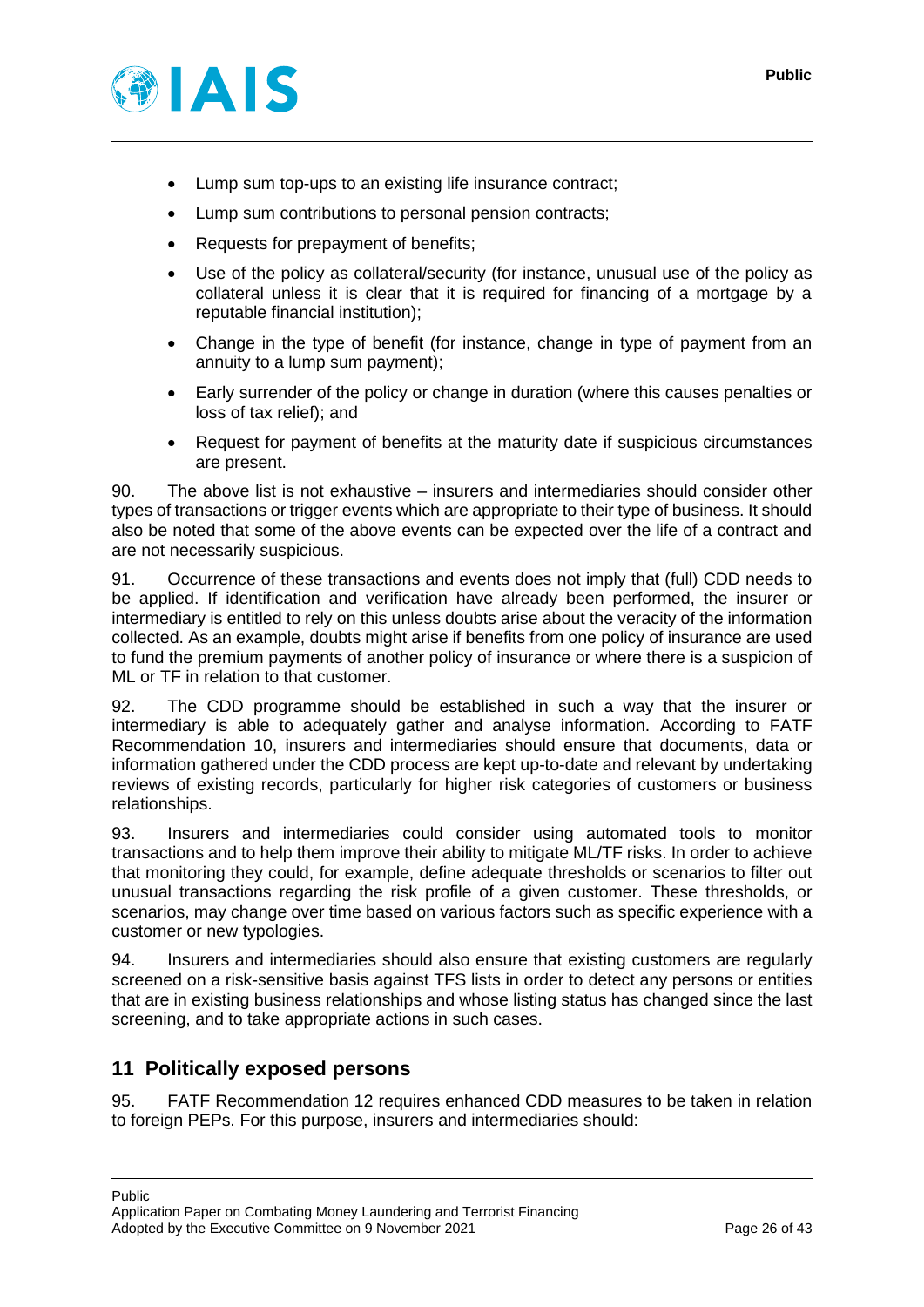- Lump sum top-ups to an existing life insurance contract;
- Lump sum contributions to personal pension contracts;
- Requests for prepayment of benefits;
- Use of the policy as collateral/security (for instance, unusual use of the policy as collateral unless it is clear that it is required for financing of a mortgage by a reputable financial institution);
- Change in the type of benefit (for instance, change in type of payment from an annuity to a lump sum payment);
- Early surrender of the policy or change in duration (where this causes penalties or loss of tax relief); and
- Request for payment of benefits at the maturity date if suspicious circumstances are present.

90. The above list is not exhaustive – insurers and intermediaries should consider other types of transactions or trigger events which are appropriate to their type of business. It should also be noted that some of the above events can be expected over the life of a contract and are not necessarily suspicious.

91. Occurrence of these transactions and events does not imply that (full) CDD needs to be applied. If identification and verification have already been performed, the insurer or intermediary is entitled to rely on this unless doubts arise about the veracity of the information collected. As an example, doubts might arise if benefits from one policy of insurance are used to fund the premium payments of another policy of insurance or where there is a suspicion of ML or TF in relation to that customer.

92. The CDD programme should be established in such a way that the insurer or intermediary is able to adequately gather and analyse information. According to FATF Recommendation 10, insurers and intermediaries should ensure that documents, data or information gathered under the CDD process are kept up-to-date and relevant by undertaking reviews of existing records, particularly for higher risk categories of customers or business relationships.

93. Insurers and intermediaries could consider using automated tools to monitor transactions and to help them improve their ability to mitigate ML/TF risks. In order to achieve that monitoring they could, for example, define adequate thresholds or scenarios to filter out unusual transactions regarding the risk profile of a given customer. These thresholds, or scenarios, may change over time based on various factors such as specific experience with a customer or new typologies.

94. Insurers and intermediaries should also ensure that existing customers are regularly screened on a risk-sensitive basis against TFS lists in order to detect any persons or entities that are in existing business relationships and whose listing status has changed since the last screening, and to take appropriate actions in such cases.

## 11 Politically exposed persons

95. FATF Recommendation 12 requires enhanced CDD measures to be taken in relation to foreign PEPs. For this purpose, insurers and intermediaries should: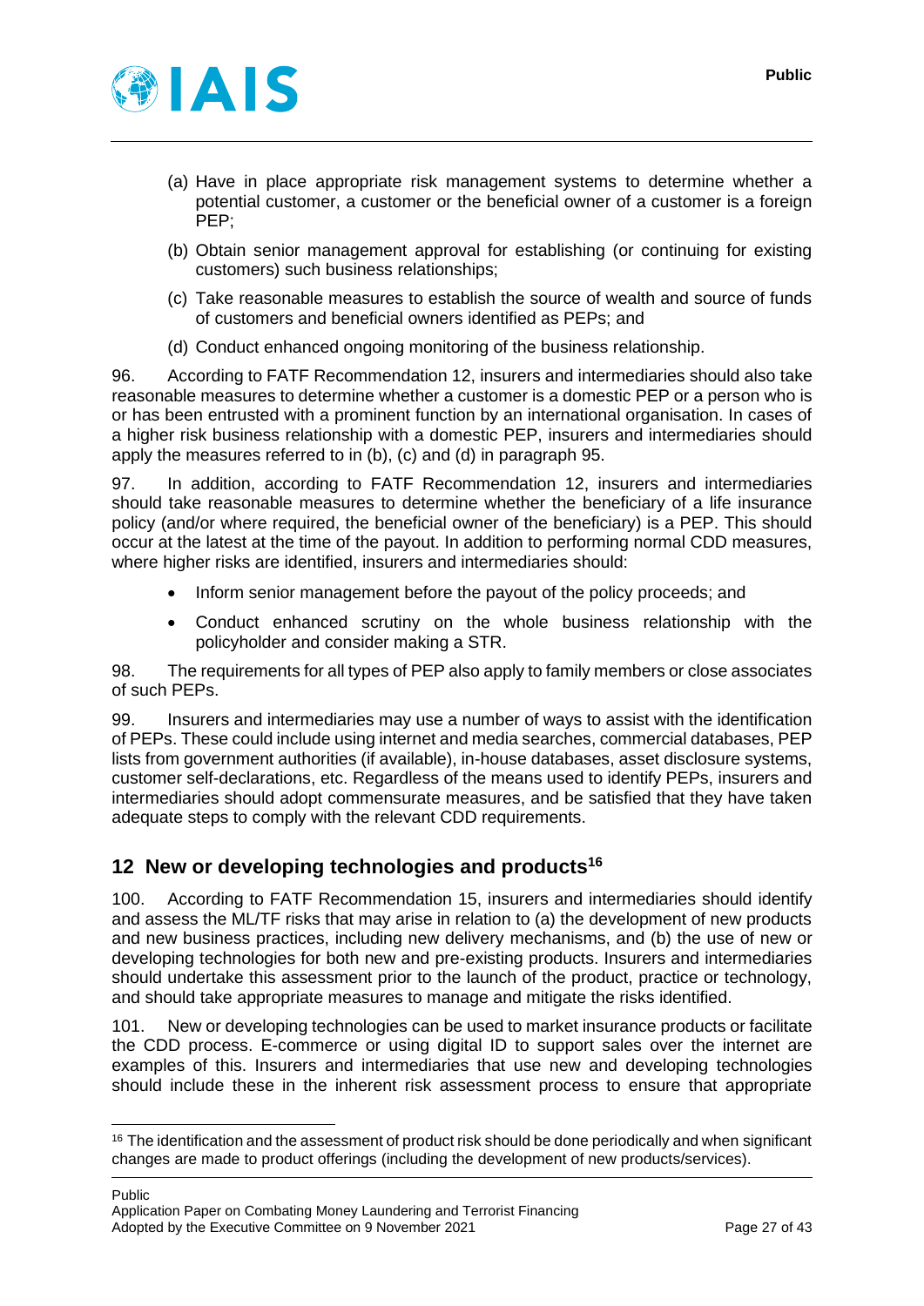(a) Have in place appropriate risk management systems to determine whether a potential customer, a customer or the beneficial owner of a customer is a foreign PEP;

(b) Obtain senior management approval for establishing (or continuing for existing customers) such business relationships;

(c) Take reasonable measures to establish the source of wealth and source of funds of customers and beneficial owners identified as PEPs; and

(d) Conduct enhanced ongoing monitoring of the business relationship.

96. According to FATF Recommendation 12, insurers and intermediaries should also take reasonable measures to determine whether a customer is a domestic PEP or a person who is or has been entrusted with a prominent function by an international organisation. In cases of a higher risk business relationship with a domestic PEP, insurers and intermediaries should apply the measures referred to in (b), (c) and (d) in paragraph 95.

97. In addition, according to FATF Recommendation 12, insurers and intermediaries should take reasonable measures to determine whether the beneficiary of a life insurance policy (and/or where required, the beneficial owner of the beneficiary) is a PEP. This should occur at the latest at the time of the payout. In addition to performing normal CDD measures, where higher risks are identified, insurers and intermediaries should:

- Inform senior management before the payout of the policy proceeds; and
- Conduct enhanced scrutiny on the whole business relationship with the policyholder and consider making a STR.

98. The requirements for all types of PEP also apply to family members or close associates of such PEPs.

99. Insurers and intermediaries may use a number of ways to assist with the identification of PEPs. These could include using internet and media searches, commercial databases, PEP lists from government authorities (if available), in-house databases, asset disclosure systems, customer self-declarations, etc. Regardless of the means used to identify PEPs, insurers and intermediaries should adopt commensurate measures, and be satisfied that they have taken adequate steps to comply with the relevant CDD requirements.

## 12 New or developing technologies and products[16]

100. According to FATF Recommendation 15, insurers and intermediaries should identify and assess the ML/TF risks that may arise in relation to (a) the development of new products and new business practices, including new delivery mechanisms, and (b) the use of new or developing technologies for both new and pre-existing products. Insurers and intermediaries should undertake this assessment prior to the launch of the product, practice or technology, and should take appropriate measures to manage and mitigate the risks identified.

101. New or developing technologies can be used to market insurance products or facilitate the CDD process. E-commerce or using digital ID to support sales over the internet are examples of this. Insurers and intermediaries that use new and developing technologies should include these in the inherent risk assessment process to ensure that appropriate

[16] The identification and the assessment of product risk should be done periodically and when significant changes are made to product offerings (including the development of new products/services).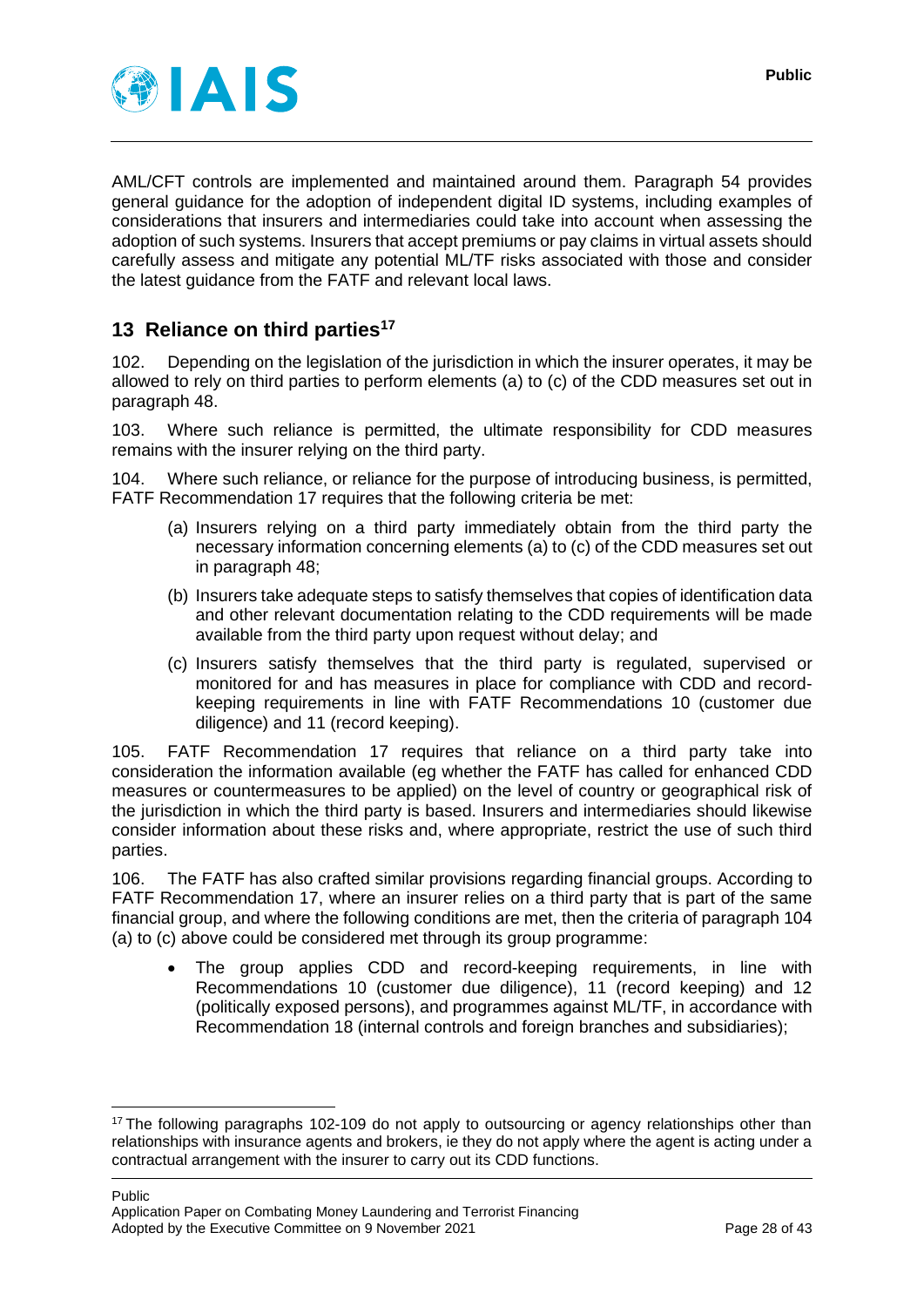AML/CFT controls are implemented and maintained around them. Paragraph 54 provides general guidance for the adoption of independent digital ID systems, including examples of considerations that insurers and intermediaries could take into account when assessing the adoption of such systems. Insurers that accept premiums or pay claims in virtual assets should carefully assess and mitigate any potential ML/TF risks associated with those and consider the latest guidance from the FATF and relevant local laws.

## 13 Reliance on third parties[17]

102. Depending on the legislation of the jurisdiction in which the insurer operates, it may be allowed to rely on third parties to perform elements (a) to (c) of the CDD measures set out in paragraph 48.

103. Where such reliance is permitted, the ultimate responsibility for CDD measures remains with the insurer relying on the third party.

104. Where such reliance, or reliance for the purpose of introducing business, is permitted, FATF Recommendation 17 requires that the following criteria be met:

(a) Insurers relying on a third party immediately obtain from the third party the necessary information concerning elements (a) to (c) of the CDD measures set out in paragraph 48;

(b) Insurers take adequate steps to satisfy themselves that copies of identification data and other relevant documentation relating to the CDD requirements will be made available from the third party upon request without delay; and

(c) Insurers satisfy themselves that the third party is regulated, supervised or monitored for and has measures in place for compliance with CDD and record-keeping requirements in line with FATF Recommendations 10 (customer due diligence) and 11 (record keeping).

105. FATF Recommendation 17 requires that reliance on a third party take into consideration the information available (eg whether the FATF has called for enhanced CDD measures or countermeasures to be applied) on the level of country or geographical risk of the jurisdiction in which the third party is based. Insurers and intermediaries should likewise consider information about these risks and, where appropriate, restrict the use of such third parties.

106. The FATF has also crafted similar provisions regarding financial groups. According to FATF Recommendation 17, where an insurer relies on a third party that is part of the same financial group, and where the following conditions are met, then the criteria of paragraph 104 (a) to (c) above could be considered met through its group programme:

- The group applies CDD and record-keeping requirements, in line with Recommendations 10 (customer due diligence), 11 (record keeping) and 12 (politically exposed persons), and programmes against ML/TF, in accordance with Recommendation 18 (internal controls and foreign branches and subsidiaries);

[17] The following paragraphs 102-109 do not apply to outsourcing or agency relationships other than relationships with insurance agents and brokers, ie they do not apply where the agent is acting under a contractual arrangement with the insurer to carry out its CDD functions.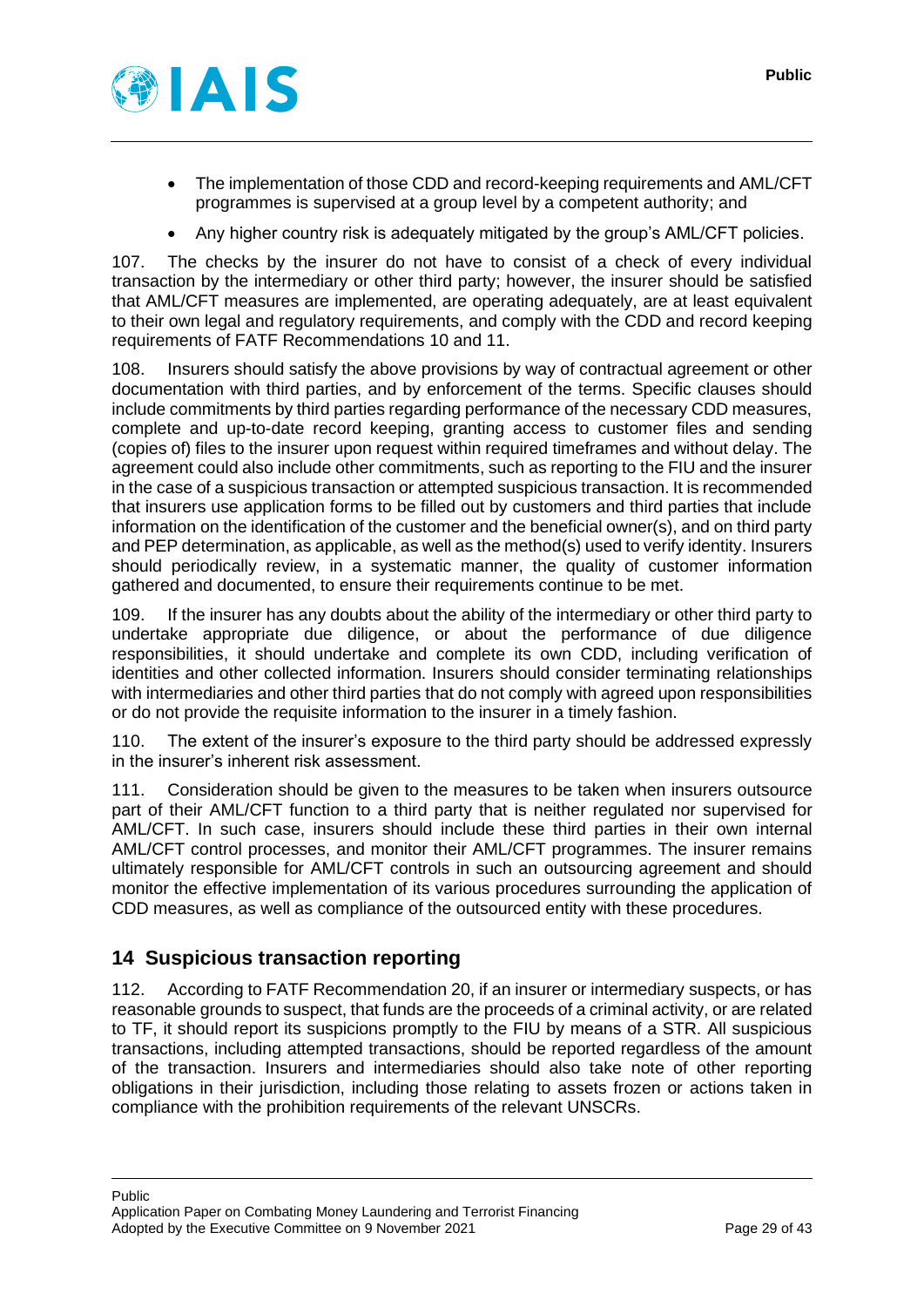- The implementation of those CDD and record-keeping requirements and AML/CFT programmes is supervised at a group level by a competent authority; and
- Any higher country risk is adequately mitigated by the group's AML/CFT policies.

107. The checks by the insurer do not have to consist of a check of every individual transaction by the intermediary or other third party; however, the insurer should be satisfied that AML/CFT measures are implemented, are operating adequately, are at least equivalent to their own legal and regulatory requirements, and comply with the CDD and record keeping requirements of FATF Recommendations 10 and 11.

108. Insurers should satisfy the above provisions by way of contractual agreement or other documentation with third parties, and by enforcement of the terms. Specific clauses should include commitments by third parties regarding performance of the necessary CDD measures, complete and up-to-date record keeping, granting access to customer files and sending (copies of) files to the insurer upon request within required timeframes and without delay. The agreement could also include other commitments, such as reporting to the FIU and the insurer in the case of a suspicious transaction or attempted suspicious transaction. It is recommended that insurers use application forms to be filled out by customers and third parties that include information on the identification of the customer and the beneficial owner(s), and on third party and PEP determination, as applicable, as well as the method(s) used to verify identity. Insurers should periodically review, in a systematic manner, the quality of customer information gathered and documented, to ensure their requirements continue to be met.

109. If the insurer has any doubts about the ability of the intermediary or other third party to undertake appropriate due diligence, or about the performance of due diligence responsibilities, it should undertake and complete its own CDD, including verification of identities and other collected information. Insurers should consider terminating relationships with intermediaries and other third parties that do not comply with agreed upon responsibilities or do not provide the requisite information to the insurer in a timely fashion.

110. The extent of the insurer's exposure to the third party should be addressed expressly in the insurer's inherent risk assessment.

111. Consideration should be given to the measures to be taken when insurers outsource part of their AML/CFT function to a third party that is neither regulated nor supervised for AML/CFT. In such case, insurers should include these third parties in their own internal AML/CFT control processes, and monitor their AML/CFT programmes. The insurer remains ultimately responsible for AML/CFT controls in such an outsourcing agreement and should monitor the effective implementation of its various procedures surrounding the application of CDD measures, as well as compliance of the outsourced entity with these procedures.

## 14 Suspicious transaction reporting

112. According to FATF Recommendation 20, if an insurer or intermediary suspects, or has reasonable grounds to suspect, that funds are the proceeds of a criminal activity, or are related to TF, it should report its suspicions promptly to the FIU by means of a STR. All suspicious transactions, including attempted transactions, should be reported regardless of the amount of the transaction. Insurers and intermediaries should also take note of other reporting obligations in their jurisdiction, including those relating to assets frozen or actions taken in compliance with the prohibition requirements of the relevant UNSCRs.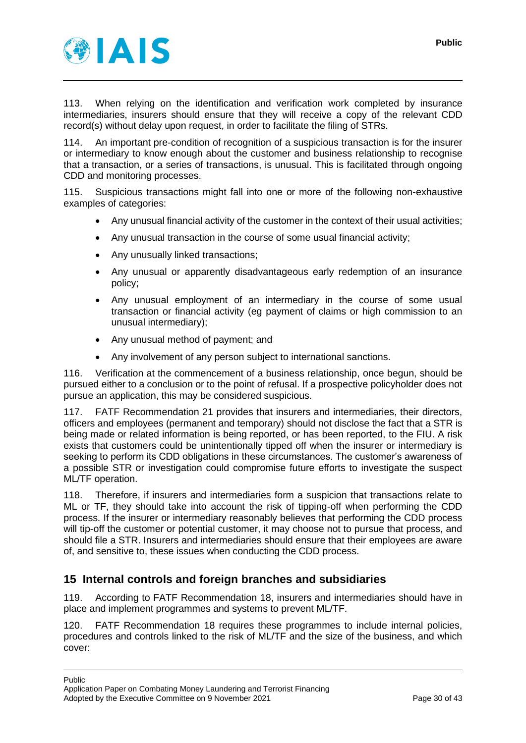113. When relying on the identification and verification work completed by insurance intermediaries, insurers should ensure that they will receive a copy of the relevant CDD record(s) without delay upon request, in order to facilitate the filing of STRs.

114. An important pre-condition of recognition of a suspicious transaction is for the insurer or intermediary to know enough about the customer and business relationship to recognise that a transaction, or a series of transactions, is unusual. This is facilitated through ongoing CDD and monitoring processes.

115. Suspicious transactions might fall into one or more of the following non-exhaustive examples of categories:

- Any unusual financial activity of the customer in the context of their usual activities;
- Any unusual transaction in the course of some usual financial activity;
- Any unusually linked transactions;
- Any unusual or apparently disadvantageous early redemption of an insurance policy;
- Any unusual employment of an intermediary in the course of some usual transaction or financial activity (eg payment of claims or high commission to an unusual intermediary);
- Any unusual method of payment; and
- Any involvement of any person subject to international sanctions.

116. Verification at the commencement of a business relationship, once begun, should be pursued either to a conclusion or to the point of refusal. If a prospective policyholder does not pursue an application, this may be considered suspicious.

117. FATF Recommendation 21 provides that insurers and intermediaries, their directors, officers and employees (permanent and temporary) should not disclose the fact that a STR is being made or related information is being reported, or has been reported, to the FIU. A risk exists that customers could be unintentionally tipped off when the insurer or intermediary is seeking to perform its CDD obligations in these circumstances. The customer's awareness of a possible STR or investigation could compromise future efforts to investigate the suspect ML/TF operation.

118. Therefore, if insurers and intermediaries form a suspicion that transactions relate to ML or TF, they should take into account the risk of tipping-off when performing the CDD process. If the insurer or intermediary reasonably believes that performing the CDD process will tip-off the customer or potential customer, it may choose not to pursue that process, and should file a STR. Insurers and intermediaries should ensure that their employees are aware of, and sensitive to, these issues when conducting the CDD process.

## 15 Internal controls and foreign branches and subsidiaries

119. According to FATF Recommendation 18, insurers and intermediaries should have in place and implement programmes and systems to prevent ML/TF.

120. FATF Recommendation 18 requires these programmes to include internal policies, procedures and controls linked to the risk of ML/TF and the size of the business, and which cover: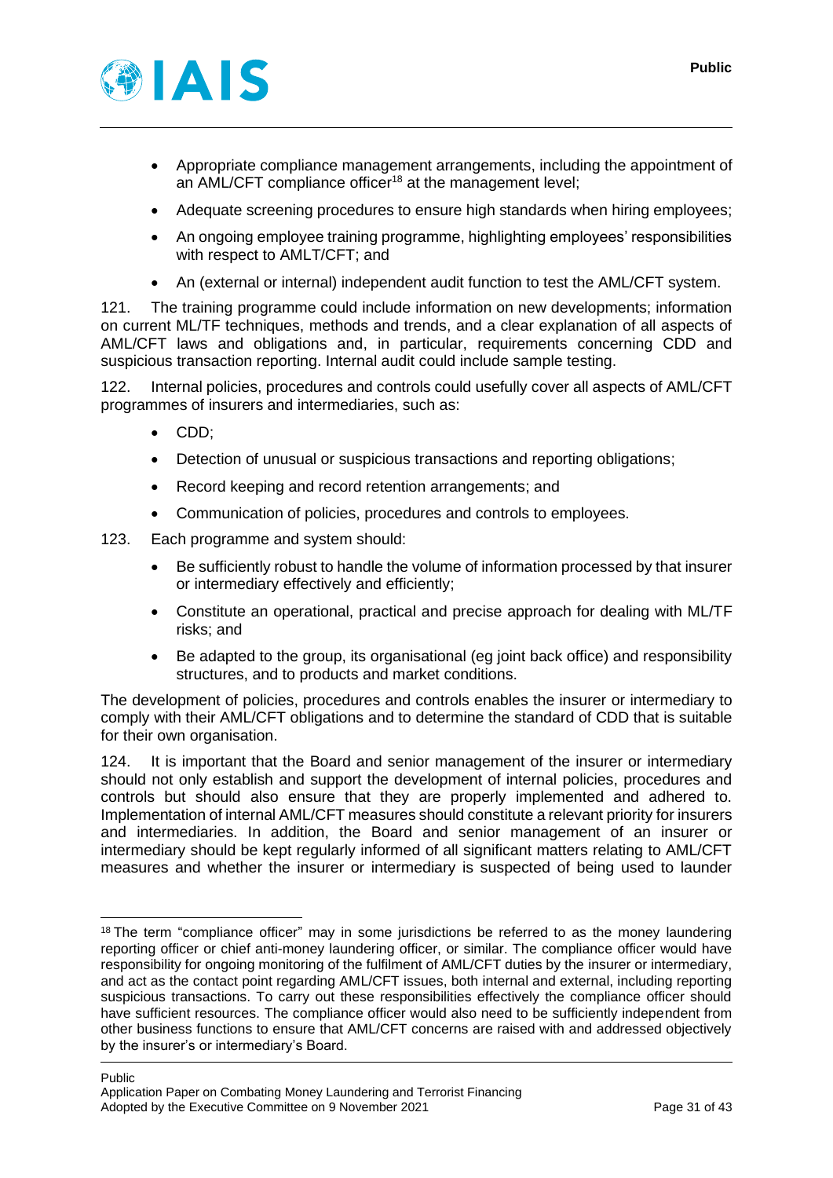- Appropriate compliance management arrangements, including the appointment of an AML/CFT compliance officer[18] at the management level;
- Adequate screening procedures to ensure high standards when hiring employees;
- An ongoing employee training programme, highlighting employees' responsibilities with respect to AMLT/CFT; and
- An (external or internal) independent audit function to test the AML/CFT system.

121. The training programme could include information on new developments; information on current ML/TF techniques, methods and trends, and a clear explanation of all aspects of AML/CFT laws and obligations and, in particular, requirements concerning CDD and suspicious transaction reporting. Internal audit could include sample testing.

122. Internal policies, procedures and controls could usefully cover all aspects of AML/CFT programmes of insurers and intermediaries, such as:

- CDD;
- Detection of unusual or suspicious transactions and reporting obligations;
- Record keeping and record retention arrangements; and
- Communication of policies, procedures and controls to employees.

123. Each programme and system should:

- Be sufficiently robust to handle the volume of information processed by that insurer or intermediary effectively and efficiently;
- Constitute an operational, practical and precise approach for dealing with ML/TF risks; and
- Be adapted to the group, its organisational (eg joint back office) and responsibility structures, and to products and market conditions.

The development of policies, procedures and controls enables the insurer or intermediary to comply with their AML/CFT obligations and to determine the standard of CDD that is suitable for their own organisation.

124. It is important that the Board and senior management of the insurer or intermediary should not only establish and support the development of internal policies, procedures and controls but should also ensure that they are properly implemented and adhered to. Implementation of internal AML/CFT measures should constitute a relevant priority for insurers and intermediaries. In addition, the Board and senior management of an insurer or intermediary should be kept regularly informed of all significant matters relating to AML/CFT measures and whether the insurer or intermediary is suspected of being used to launder

[18] The term "compliance officer" may in some jurisdictions be referred to as the money laundering reporting officer or chief anti-money laundering officer, or similar. The compliance officer would have responsibility for ongoing monitoring of the fulfilment of AML/CFT duties by the insurer or intermediary, and act as the contact point regarding AML/CFT issues, both internal and external, including reporting suspicious transactions. To carry out these responsibilities effectively the compliance officer should have sufficient resources. The compliance officer would also need to be sufficiently independent from other business functions to ensure that AML/CFT concerns are raised with and addressed objectively by the insurer's or intermediary's Board.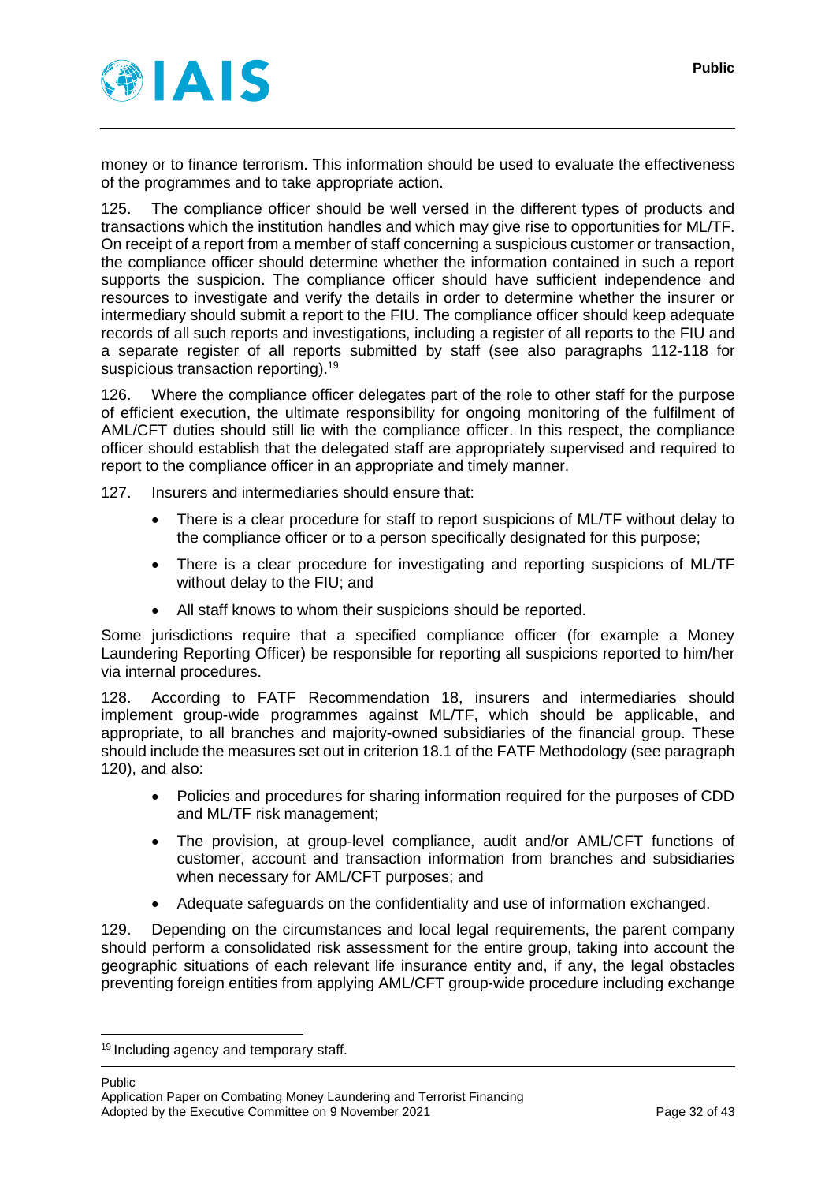money or to finance terrorism. This information should be used to evaluate the effectiveness of the programmes and to take appropriate action.

125. The compliance officer should be well versed in the different types of products and transactions which the institution handles and which may give rise to opportunities for ML/TF. On receipt of a report from a member of staff concerning a suspicious customer or transaction, the compliance officer should determine whether the information contained in such a report supports the suspicion. The compliance officer should have sufficient independence and resources to investigate and verify the details in order to determine whether the insurer or intermediary should submit a report to the FIU. The compliance officer should keep adequate records of all such reports and investigations, including a register of all reports to the FIU and a separate register of all reports submitted by staff (see also paragraphs 112-118 for suspicious transaction reporting).[19]

126. Where the compliance officer delegates part of the role to other staff for the purpose of efficient execution, the ultimate responsibility for ongoing monitoring of the fulfilment of AML/CFT duties should still lie with the compliance officer. In this respect, the compliance officer should establish that the delegated staff are appropriately supervised and required to report to the compliance officer in an appropriate and timely manner.

127. Insurers and intermediaries should ensure that:

- There is a clear procedure for staff to report suspicions of ML/TF without delay to the compliance officer or to a person specifically designated for this purpose;
- There is a clear procedure for investigating and reporting suspicions of ML/TF without delay to the FIU; and
- All staff knows to whom their suspicions should be reported.

Some jurisdictions require that a specified compliance officer (for example a Money Laundering Reporting Officer) be responsible for reporting all suspicions reported to him/her via internal procedures.

128. According to FATF Recommendation 18, insurers and intermediaries should implement group-wide programmes against ML/TF, which should be applicable, and appropriate, to all branches and majority-owned subsidiaries of the financial group. These should include the measures set out in criterion 18.1 of the FATF Methodology (see paragraph 120), and also:

- Policies and procedures for sharing information required for the purposes of CDD and ML/TF risk management;
- The provision, at group-level compliance, audit and/or AML/CFT functions of customer, account and transaction information from branches and subsidiaries when necessary for AML/CFT purposes; and
- Adequate safeguards on the confidentiality and use of information exchanged.

129. Depending on the circumstances and local legal requirements, the parent company should perform a consolidated risk assessment for the entire group, taking into account the geographic situations of each relevant life insurance entity and, if any, the legal obstacles preventing foreign entities from applying AML/CFT group-wide procedure including exchange

[19] Including agency and temporary staff.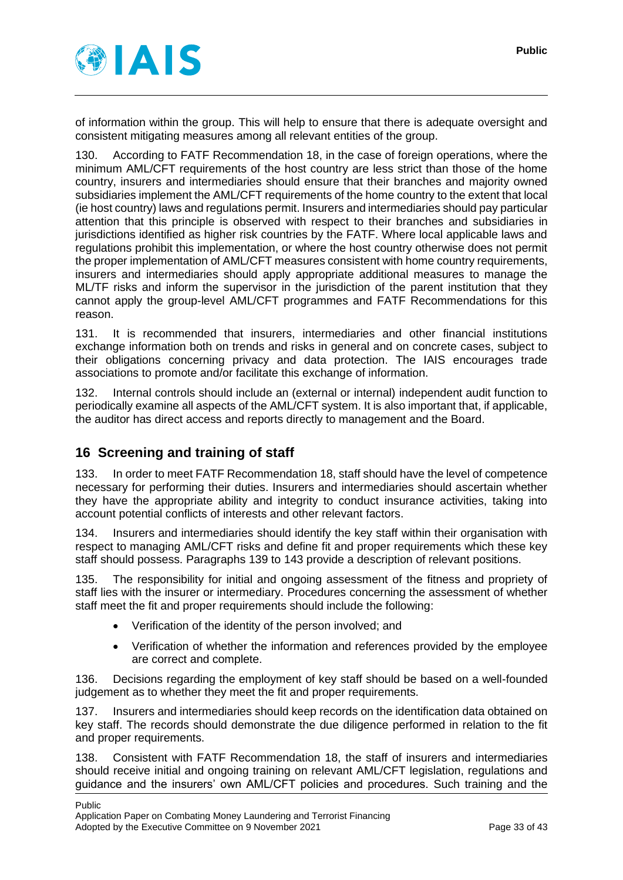of information within the group. This will help to ensure that there is adequate oversight and consistent mitigating measures among all relevant entities of the group.

130. According to FATF Recommendation 18, in the case of foreign operations, where the minimum AML/CFT requirements of the host country are less strict than those of the home country, insurers and intermediaries should ensure that their branches and majority owned subsidiaries implement the AML/CFT requirements of the home country to the extent that local (ie host country) laws and regulations permit. Insurers and intermediaries should pay particular attention that this principle is observed with respect to their branches and subsidiaries in jurisdictions identified as higher risk countries by the FATF. Where local applicable laws and regulations prohibit this implementation, or where the host country otherwise does not permit the proper implementation of AML/CFT measures consistent with home country requirements, insurers and intermediaries should apply appropriate additional measures to manage the ML/TF risks and inform the supervisor in the jurisdiction of the parent institution that they cannot apply the group-level AML/CFT programmes and FATF Recommendations for this reason.

131. It is recommended that insurers, intermediaries and other financial institutions exchange information both on trends and risks in general and on concrete cases, subject to their obligations concerning privacy and data protection. The IAIS encourages trade associations to promote and/or facilitate this exchange of information.

132. Internal controls should include an (external or internal) independent audit function to periodically examine all aspects of the AML/CFT system. It is also important that, if applicable, the auditor has direct access and reports directly to management and the Board.

## 16 Screening and training of staff

133. In order to meet FATF Recommendation 18, staff should have the level of competence necessary for performing their duties. Insurers and intermediaries should ascertain whether they have the appropriate ability and integrity to conduct insurance activities, taking into account potential conflicts of interests and other relevant factors.

134. Insurers and intermediaries should identify the key staff within their organisation with respect to managing AML/CFT risks and define fit and proper requirements which these key staff should possess. Paragraphs 139 to 143 provide a description of relevant positions.

135. The responsibility for initial and ongoing assessment of the fitness and propriety of staff lies with the insurer or intermediary. Procedures concerning the assessment of whether staff meet the fit and proper requirements should include the following:

- Verification of the identity of the person involved; and
- Verification of whether the information and references provided by the employee are correct and complete.

136. Decisions regarding the employment of key staff should be based on a well-founded judgement as to whether they meet the fit and proper requirements.

137. Insurers and intermediaries should keep records on the identification data obtained on key staff. The records should demonstrate the due diligence performed in relation to the fit and proper requirements.

138. Consistent with FATF Recommendation 18, the staff of insurers and intermediaries should receive initial and ongoing training on relevant AML/CFT legislation, regulations and guidance and the insurers' own AML/CFT policies and procedures. Such training and the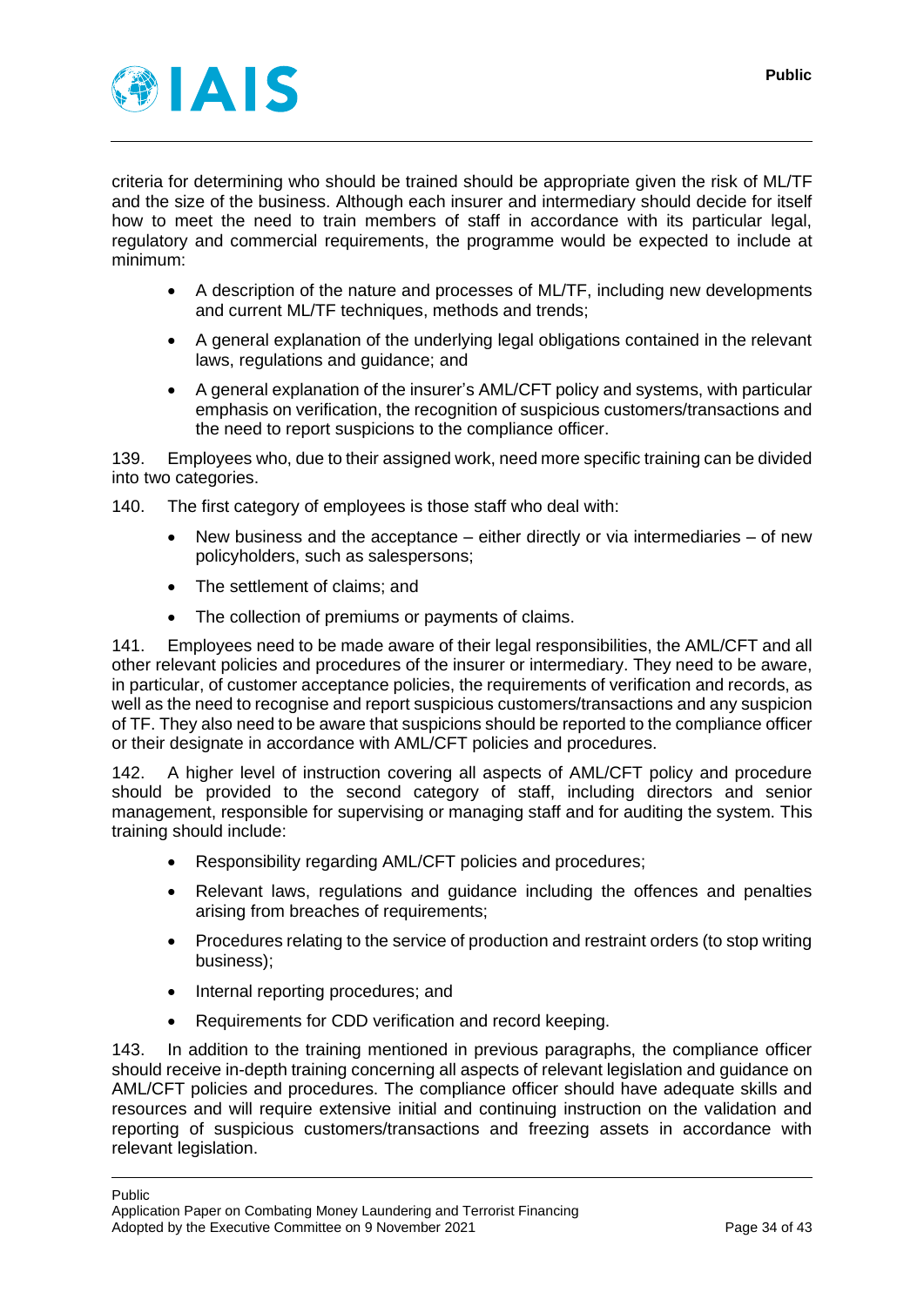criteria for determining who should be trained should be appropriate given the risk of ML/TF and the size of the business. Although each insurer and intermediary should decide for itself how to meet the need to train members of staff in accordance with its particular legal, regulatory and commercial requirements, the programme would be expected to include at minimum:

- A description of the nature and processes of ML/TF, including new developments and current ML/TF techniques, methods and trends;
- A general explanation of the underlying legal obligations contained in the relevant laws, regulations and guidance; and
- A general explanation of the insurer's AML/CFT policy and systems, with particular emphasis on verification, the recognition of suspicious customers/transactions and the need to report suspicions to the compliance officer.

139. Employees who, due to their assigned work, need more specific training can be divided into two categories.

140. The first category of employees is those staff who deal with:

- New business and the acceptance – either directly or via intermediaries – of new policyholders, such as salespersons;
- The settlement of claims; and
- The collection of premiums or payments of claims.

141. Employees need to be made aware of their legal responsibilities, the AML/CFT and all other relevant policies and procedures of the insurer or intermediary. They need to be aware, in particular, of customer acceptance policies, the requirements of verification and records, as well as the need to recognise and report suspicious customers/transactions and any suspicion of TF. They also need to be aware that suspicions should be reported to the compliance officer or their designate in accordance with AML/CFT policies and procedures.

142. A higher level of instruction covering all aspects of AML/CFT policy and procedure should be provided to the second category of staff, including directors and senior management, responsible for supervising or managing staff and for auditing the system. This training should include:

- Responsibility regarding AML/CFT policies and procedures;
- Relevant laws, regulations and guidance including the offences and penalties arising from breaches of requirements;
- Procedures relating to the service of production and restraint orders (to stop writing business);
- Internal reporting procedures; and
- Requirements for CDD verification and record keeping.

143. In addition to the training mentioned in previous paragraphs, the compliance officer should receive in-depth training concerning all aspects of relevant legislation and guidance on AML/CFT policies and procedures. The compliance officer should have adequate skills and resources and will require extensive initial and continuing instruction on the validation and reporting of suspicious customers/transactions and freezing assets in accordance with relevant legislation.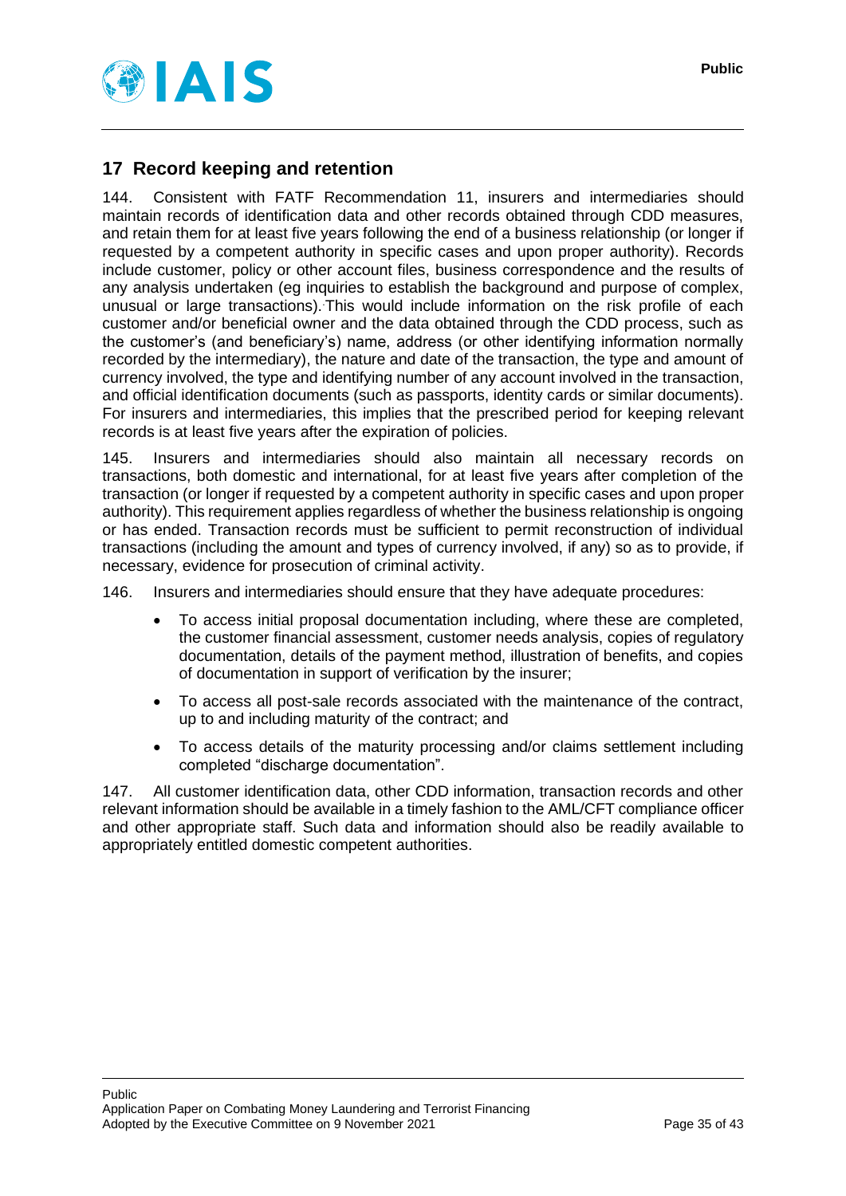## 17 Record keeping and retention

144. Consistent with FATF Recommendation 11, insurers and intermediaries should maintain records of identification data and other records obtained through CDD measures, and retain them for at least five years following the end of a business relationship (or longer if requested by a competent authority in specific cases and upon proper authority). Records include customer, policy or other account files, business correspondence and the results of any analysis undertaken (eg inquiries to establish the background and purpose of complex, unusual or large transactions). This would include information on the risk profile of each customer and/or beneficial owner and the data obtained through the CDD process, such as the customer's (and beneficiary's) name, address (or other identifying information normally recorded by the intermediary), the nature and date of the transaction, the type and amount of currency involved, the type and identifying number of any account involved in the transaction, and official identification documents (such as passports, identity cards or similar documents). For insurers and intermediaries, this implies that the prescribed period for keeping relevant records is at least five years after the expiration of policies.

145. Insurers and intermediaries should also maintain all necessary records on transactions, both domestic and international, for at least five years after completion of the transaction (or longer if requested by a competent authority in specific cases and upon proper authority). This requirement applies regardless of whether the business relationship is ongoing or has ended. Transaction records must be sufficient to permit reconstruction of individual transactions (including the amount and types of currency involved, if any) so as to provide, if necessary, evidence for prosecution of criminal activity.

146. Insurers and intermediaries should ensure that they have adequate procedures:

- To access initial proposal documentation including, where these are completed, the customer financial assessment, customer needs analysis, copies of regulatory documentation, details of the payment method, illustration of benefits, and copies of documentation in support of verification by the insurer;
- To access all post-sale records associated with the maintenance of the contract, up to and including maturity of the contract; and
- To access details of the maturity processing and/or claims settlement including completed "discharge documentation".

147. All customer identification data, other CDD information, transaction records and other relevant information should be available in a timely fashion to the AML/CFT compliance officer and other appropriate staff. Such data and information should also be readily available to appropriately entitled domestic competent authorities.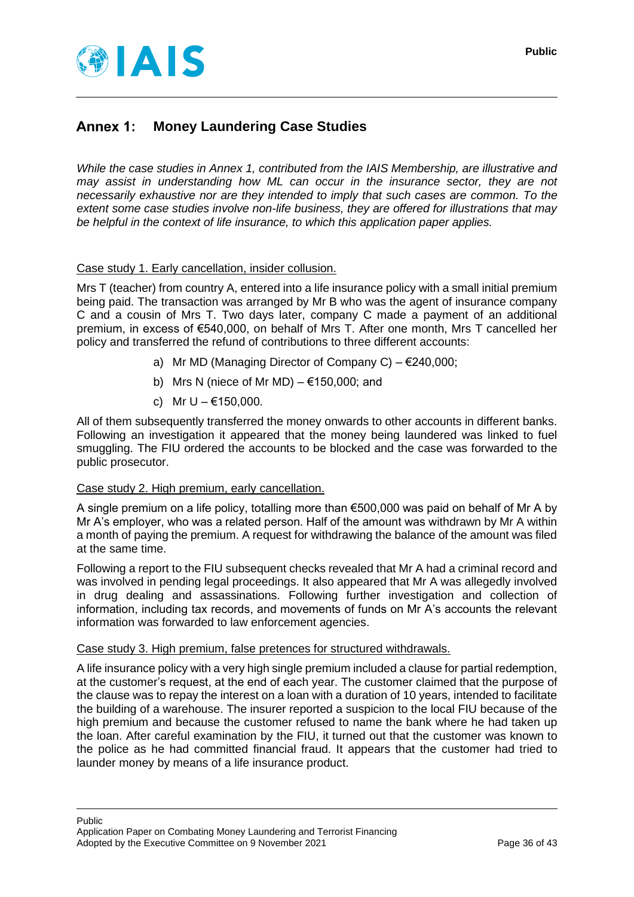## Annex 1: Money Laundering Case Studies

*While the case studies in Annex 1, contributed from the IAIS Membership, are illustrative and may assist in understanding how ML can occur in the insurance sector, they are not necessarily exhaustive nor are they intended to imply that such cases are common. To the extent some case studies involve non-life business, they are offered for illustrations that may be helpful in the context of life insurance, to which this application paper applies.*

Case study 1. Early cancellation, insider collusion.

Mrs T (teacher) from country A, entered into a life insurance policy with a small initial premium being paid. The transaction was arranged by Mr B who was the agent of insurance company C and a cousin of Mrs T. Two days later, company C made a payment of an additional premium, in excess of €540,000, on behalf of Mrs T. After one month, Mrs T cancelled her policy and transferred the refund of contributions to three different accounts:

a) Mr MD (Managing Director of Company C) – €240,000;

b) Mrs N (niece of Mr MD) – €150,000; and

c) Mr U – €150,000.

All of them subsequently transferred the money onwards to other accounts in different banks. Following an investigation it appeared that the money being laundered was linked to fuel smuggling. The FIU ordered the accounts to be blocked and the case was forwarded to the public prosecutor.

Case study 2. High premium, early cancellation.

A single premium on a life policy, totalling more than €500,000 was paid on behalf of Mr A by Mr A's employer, who was a related person. Half of the amount was withdrawn by Mr A within a month of paying the premium. A request for withdrawing the balance of the amount was filed at the same time.

Following a report to the FIU subsequent checks revealed that Mr A had a criminal record and was involved in pending legal proceedings. It also appeared that Mr A was allegedly involved in drug dealing and assassinations. Following further investigation and collection of information, including tax records, and movements of funds on Mr A's accounts the relevant information was forwarded to law enforcement agencies.

Case study 3. High premium, false pretences for structured withdrawals.

A life insurance policy with a very high single premium included a clause for partial redemption, at the customer's request, at the end of each year. The customer claimed that the purpose of the clause was to repay the interest on a loan with a duration of 10 years, intended to facilitate the building of a warehouse. The insurer reported a suspicion to the local FIU because of the high premium and because the customer refused to name the bank where he had taken up the loan. After careful examination by the FIU, it turned out that the customer was known to the police as he had committed financial fraud. It appears that the customer had tried to launder money by means of a life insurance product.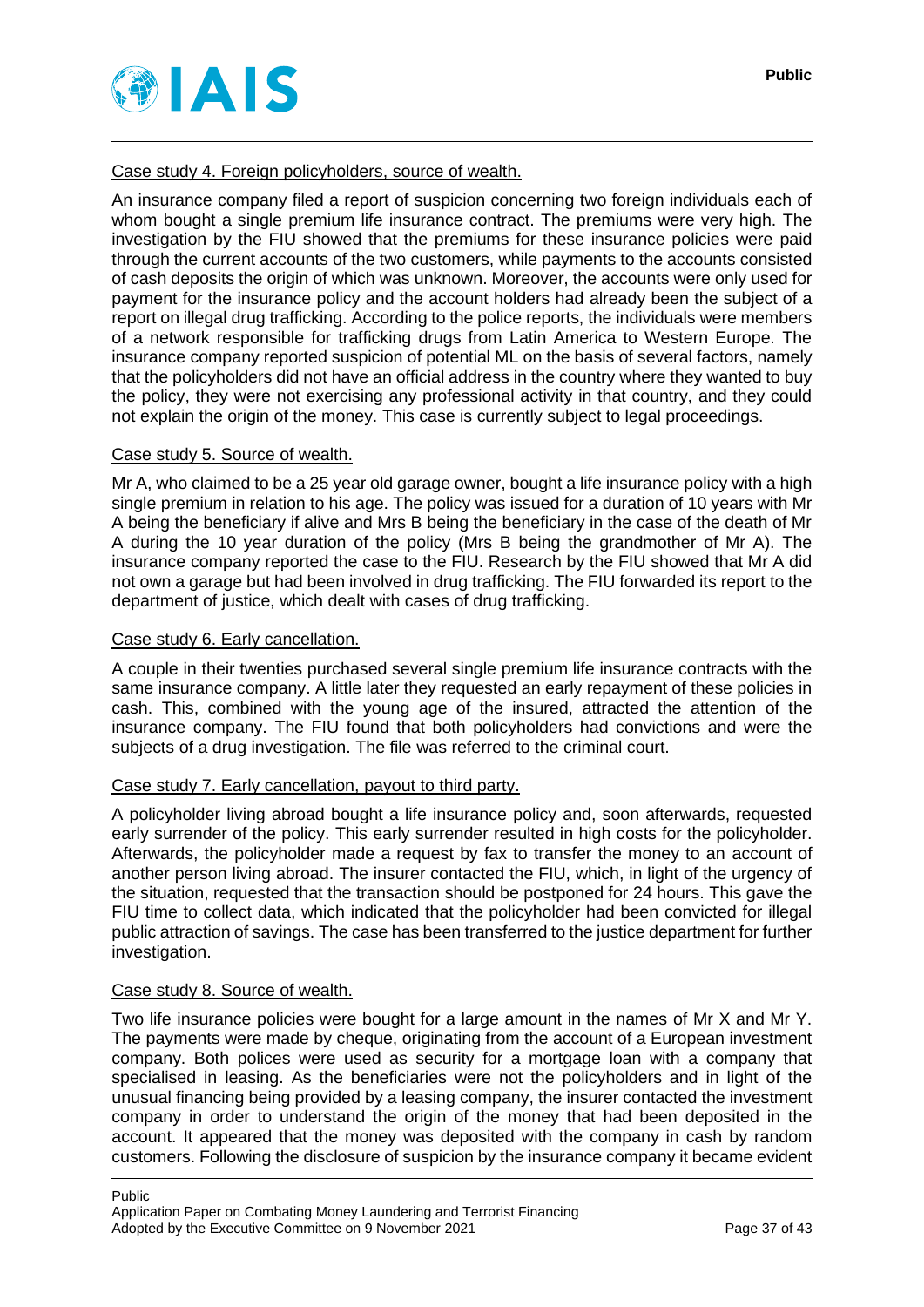Case study 4. Foreign policyholders, source of wealth.

An insurance company filed a report of suspicion concerning two foreign individuals each of whom bought a single premium life insurance contract. The premiums were very high. The investigation by the FIU showed that the premiums for these insurance policies were paid through the current accounts of the two customers, while payments to the accounts consisted of cash deposits the origin of which was unknown. Moreover, the accounts were only used for payment for the insurance policy and the account holders had already been the subject of a report on illegal drug trafficking. According to the police reports, the individuals were members of a network responsible for trafficking drugs from Latin America to Western Europe. The insurance company reported suspicion of potential ML on the basis of several factors, namely that the policyholders did not have an official address in the country where they wanted to buy the policy, they were not exercising any professional activity in that country, and they could not explain the origin of the money. This case is currently subject to legal proceedings.

Case study 5. Source of wealth.

Mr A, who claimed to be a 25 year old garage owner, bought a life insurance policy with a high single premium in relation to his age. The policy was issued for a duration of 10 years with Mr A being the beneficiary if alive and Mrs B being the beneficiary in the case of the death of Mr A during the 10 year duration of the policy (Mrs B being the grandmother of Mr A). The insurance company reported the case to the FIU. Research by the FIU showed that Mr A did not own a garage but had been involved in drug trafficking. The FIU forwarded its report to the department of justice, which dealt with cases of drug trafficking.

Case study 6. Early cancellation.

A couple in their twenties purchased several single premium life insurance contracts with the same insurance company. A little later they requested an early repayment of these policies in cash. This, combined with the young age of the insured, attracted the attention of the insurance company. The FIU found that both policyholders had convictions and were the subjects of a drug investigation. The file was referred to the criminal court.

Case study 7. Early cancellation, payout to third party.

A policyholder living abroad bought a life insurance policy and, soon afterwards, requested early surrender of the policy. This early surrender resulted in high costs for the policyholder. Afterwards, the policyholder made a request by fax to transfer the money to an account of another person living abroad. The insurer contacted the FIU, which, in light of the urgency of the situation, requested that the transaction should be postponed for 24 hours. This gave the FIU time to collect data, which indicated that the policyholder had been convicted for illegal public attraction of savings. The case has been transferred to the justice department for further investigation.

Case study 8. Source of wealth.

Two life insurance policies were bought for a large amount in the names of Mr X and Mr Y. The payments were made by cheque, originating from the account of a European investment company. Both polices were used as security for a mortgage loan with a company that specialised in leasing. As the beneficiaries were not the policyholders and in light of the unusual financing being provided by a leasing company, the insurer contacted the investment company in order to understand the origin of the money that had been deposited in the account. It appeared that the money was deposited with the company in cash by random customers. Following the disclosure of suspicion by the insurance company it became evident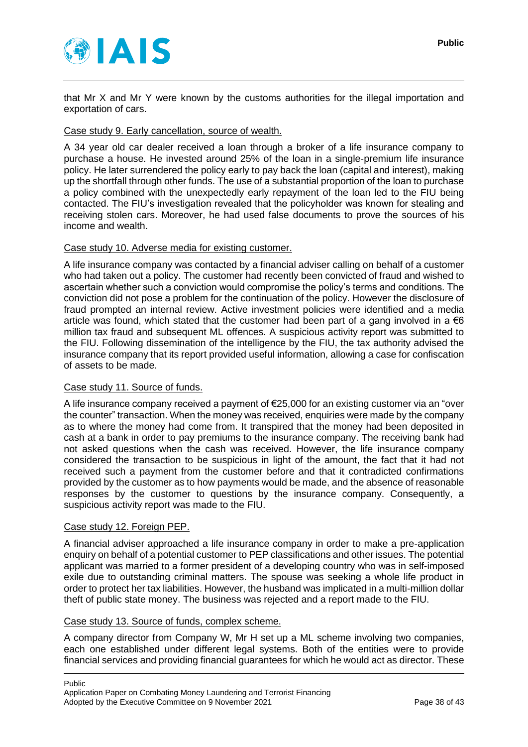that Mr X and Mr Y were known by the customs authorities for the illegal importation and exportation of cars.

Case study 9. Early cancellation, source of wealth.

A 34 year old car dealer received a loan through a broker of a life insurance company to purchase a house. He invested around 25% of the loan in a single-premium life insurance policy. He later surrendered the policy early to pay back the loan (capital and interest), making up the shortfall through other funds. The use of a substantial proportion of the loan to purchase a policy combined with the unexpectedly early repayment of the loan led to the FIU being contacted. The FIU's investigation revealed that the policyholder was known for stealing and receiving stolen cars. Moreover, he had used false documents to prove the sources of his income and wealth.

Case study 10. Adverse media for existing customer.

A life insurance company was contacted by a financial adviser calling on behalf of a customer who had taken out a policy. The customer had recently been convicted of fraud and wished to ascertain whether such a conviction would compromise the policy's terms and conditions. The conviction did not pose a problem for the continuation of the policy. However the disclosure of fraud prompted an internal review. Active investment policies were identified and a media article was found, which stated that the customer had been part of a gang involved in a €6 million tax fraud and subsequent ML offences. A suspicious activity report was submitted to the FIU. Following dissemination of the intelligence by the FIU, the tax authority advised the insurance company that its report provided useful information, allowing a case for confiscation of assets to be made.

Case study 11. Source of funds.

A life insurance company received a payment of €25,000 for an existing customer via an "over the counter" transaction. When the money was received, enquiries were made by the company as to where the money had come from. It transpired that the money had been deposited in cash at a bank in order to pay premiums to the insurance company. The receiving bank had not asked questions when the cash was received. However, the life insurance company considered the transaction to be suspicious in light of the amount, the fact that it had not received such a payment from the customer before and that it contradicted confirmations provided by the customer as to how payments would be made, and the absence of reasonable responses by the customer to questions by the insurance company. Consequently, a suspicious activity report was made to the FIU.

Case study 12. Foreign PEP.

A financial adviser approached a life insurance company in order to make a pre-application enquiry on behalf of a potential customer to PEP classifications and other issues. The potential applicant was married to a former president of a developing country who was in self-imposed exile due to outstanding criminal matters. The spouse was seeking a whole life product in order to protect her tax liabilities. However, the husband was implicated in a multi-million dollar theft of public state money. The business was rejected and a report made to the FIU.

Case study 13. Source of funds, complex scheme.

A company director from Company W, Mr H set up a ML scheme involving two companies, each one established under different legal systems. Both of the entities were to provide financial services and providing financial guarantees for which he would act as director. These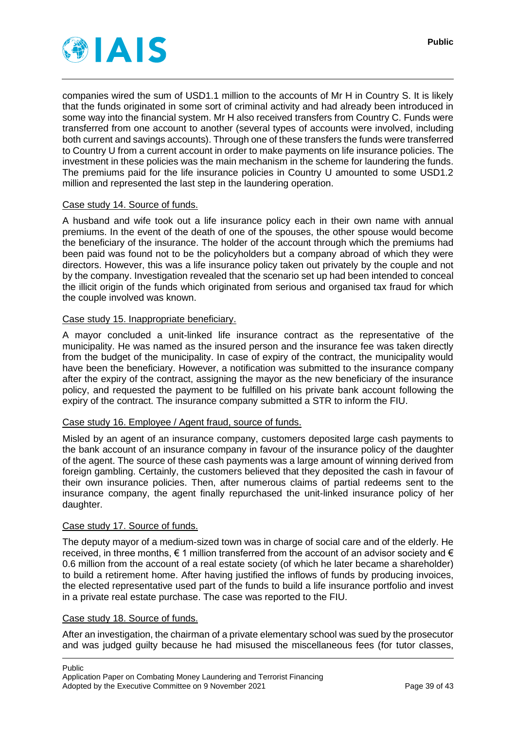companies wired the sum of USD1.1 million to the accounts of Mr H in Country S. It is likely that the funds originated in some sort of criminal activity and had already been introduced in some way into the financial system. Mr H also received transfers from Country C. Funds were transferred from one account to another (several types of accounts were involved, including both current and savings accounts). Through one of these transfers the funds were transferred to Country U from a current account in order to make payments on life insurance policies. The investment in these policies was the main mechanism in the scheme for laundering the funds. The premiums paid for the life insurance policies in Country U amounted to some USD1.2 million and represented the last step in the laundering operation.

Case study 14. Source of funds.

A husband and wife took out a life insurance policy each in their own name with annual premiums. In the event of the death of one of the spouses, the other spouse would become the beneficiary of the insurance. The holder of the account through which the premiums had been paid was found not to be the policyholders but a company abroad of which they were directors. However, this was a life insurance policy taken out privately by the couple and not by the company. Investigation revealed that the scenario set up had been intended to conceal the illicit origin of the funds which originated from serious and organised tax fraud for which the couple involved was known.

Case study 15. Inappropriate beneficiary.

A mayor concluded a unit-linked life insurance contract as the representative of the municipality. He was named as the insured person and the insurance fee was taken directly from the budget of the municipality. In case of expiry of the contract, the municipality would have been the beneficiary. However, a notification was submitted to the insurance company after the expiry of the contract, assigning the mayor as the new beneficiary of the insurance policy, and requested the payment to be fulfilled on his private bank account following the expiry of the contract. The insurance company submitted a STR to inform the FIU.

Case study 16. Employee / Agent fraud, source of funds.

Misled by an agent of an insurance company, customers deposited large cash payments to the bank account of an insurance company in favour of the insurance policy of the daughter of the agent. The source of these cash payments was a large amount of winning derived from foreign gambling. Certainly, the customers believed that they deposited the cash in favour of their own insurance policies. Then, after numerous claims of partial redeems sent to the insurance company, the agent finally repurchased the unit-linked insurance policy of her daughter.

Case study 17. Source of funds.

The deputy mayor of a medium-sized town was in charge of social care and of the elderly. He received, in three months, € 1 million transferred from the account of an advisor society and € 0.6 million from the account of a real estate society (of which he later became a shareholder) to build a retirement home. After having justified the inflows of funds by producing invoices, the elected representative used part of the funds to build a life insurance portfolio and invest in a private real estate purchase. The case was reported to the FIU.

Case study 18. Source of funds.

After an investigation, the chairman of a private elementary school was sued by the prosecutor and was judged guilty because he had misused the miscellaneous fees (for tutor classes,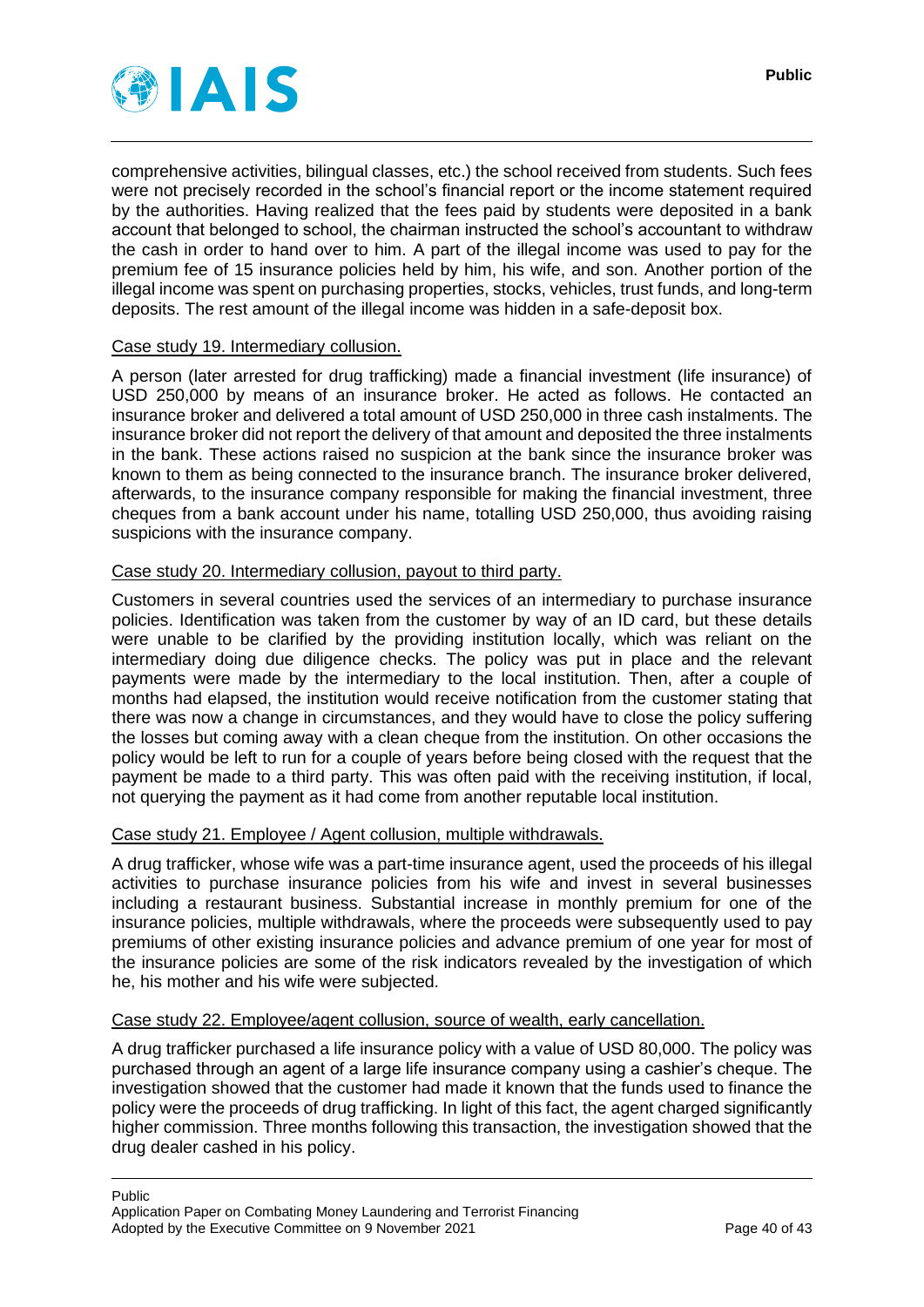comprehensive activities, bilingual classes, etc.) the school received from students. Such fees were not precisely recorded in the school's financial report or the income statement required by the authorities. Having realized that the fees paid by students were deposited in a bank account that belonged to school, the chairman instructed the school's accountant to withdraw the cash in order to hand over to him. A part of the illegal income was used to pay for the premium fee of 15 insurance policies held by him, his wife, and son. Another portion of the illegal income was spent on purchasing properties, stocks, vehicles, trust funds, and long-term deposits. The rest amount of the illegal income was hidden in a safe-deposit box.

Case study 19. Intermediary collusion.

A person (later arrested for drug trafficking) made a financial investment (life insurance) of USD 250,000 by means of an insurance broker. He acted as follows. He contacted an insurance broker and delivered a total amount of USD 250,000 in three cash instalments. The insurance broker did not report the delivery of that amount and deposited the three instalments in the bank. These actions raised no suspicion at the bank since the insurance broker was known to them as being connected to the insurance branch. The insurance broker delivered, afterwards, to the insurance company responsible for making the financial investment, three cheques from a bank account under his name, totalling USD 250,000, thus avoiding raising suspicions with the insurance company.

Case study 20. Intermediary collusion, payout to third party.

Customers in several countries used the services of an intermediary to purchase insurance policies. Identification was taken from the customer by way of an ID card, but these details were unable to be clarified by the providing institution locally, which was reliant on the intermediary doing due diligence checks. The policy was put in place and the relevant payments were made by the intermediary to the local institution. Then, after a couple of months had elapsed, the institution would receive notification from the customer stating that there was now a change in circumstances, and they would have to close the policy suffering the losses but coming away with a clean cheque from the institution. On other occasions the policy would be left to run for a couple of years before being closed with the request that the payment be made to a third party. This was often paid with the receiving institution, if local, not querying the payment as it had come from another reputable local institution.

Case study 21. Employee / Agent collusion, multiple withdrawals.

A drug trafficker, whose wife was a part-time insurance agent, used the proceeds of his illegal activities to purchase insurance policies from his wife and invest in several businesses including a restaurant business. Substantial increase in monthly premium for one of the insurance policies, multiple withdrawals, where the proceeds were subsequently used to pay premiums of other existing insurance policies and advance premium of one year for most of the insurance policies are some of the risk indicators revealed by the investigation of which he, his mother and his wife were subjected.

Case study 22. Employee/agent collusion, source of wealth, early cancellation.

A drug trafficker purchased a life insurance policy with a value of USD 80,000. The policy was purchased through an agent of a large life insurance company using a cashier's cheque. The investigation showed that the customer had made it known that the funds used to finance the policy were the proceeds of drug trafficking. In light of this fact, the agent charged significantly higher commission. Three months following this transaction, the investigation showed that the drug dealer cashed in his policy.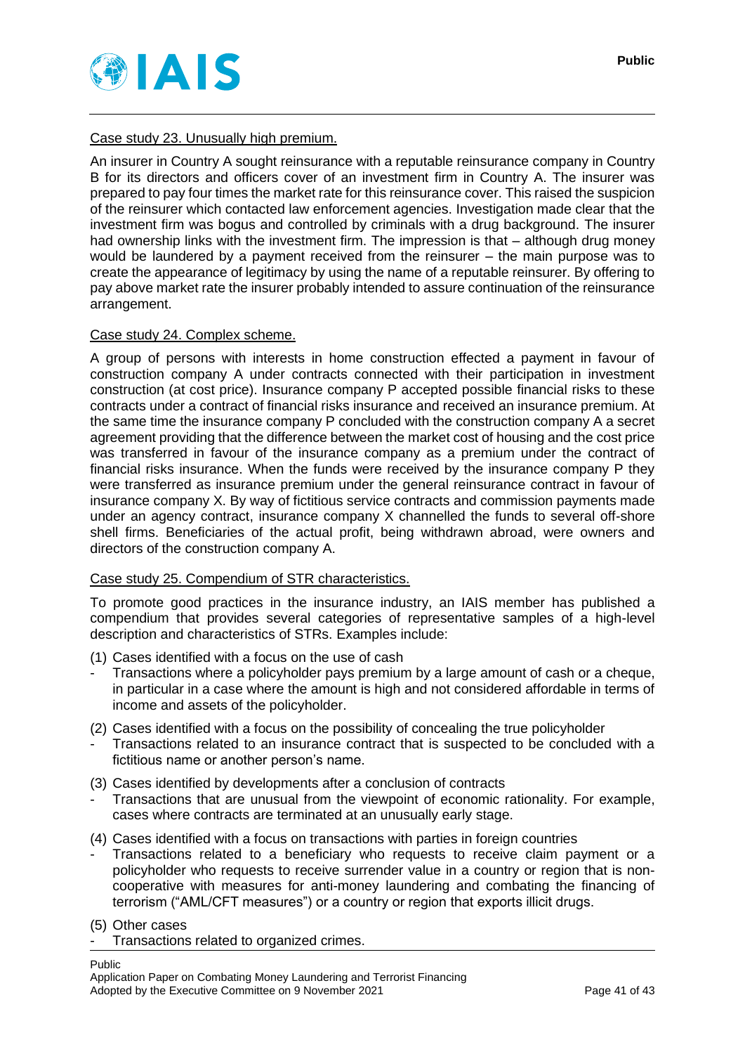Case study 23. Unusually high premium.

An insurer in Country A sought reinsurance with a reputable reinsurance company in Country B for its directors and officers cover of an investment firm in Country A. The insurer was prepared to pay four times the market rate for this reinsurance cover. This raised the suspicion of the reinsurer which contacted law enforcement agencies. Investigation made clear that the investment firm was bogus and controlled by criminals with a drug background. The insurer had ownership links with the investment firm. The impression is that – although drug money would be laundered by a payment received from the reinsurer – the main purpose was to create the appearance of legitimacy by using the name of a reputable reinsurer. By offering to pay above market rate the insurer probably intended to assure continuation of the reinsurance arrangement.

Case study 24. Complex scheme.

A group of persons with interests in home construction effected a payment in favour of construction company A under contracts connected with their participation in investment construction (at cost price). Insurance company P accepted possible financial risks to these contracts under a contract of financial risks insurance and received an insurance premium. At the same time the insurance company P concluded with the construction company A a secret agreement providing that the difference between the market cost of housing and the cost price was transferred in favour of the insurance company as a premium under the contract of financial risks insurance. When the funds were received by the insurance company P they were transferred as insurance premium under the general reinsurance contract in favour of insurance company X. By way of fictitious service contracts and commission payments made under an agency contract, insurance company X channelled the funds to several off-shore shell firms. Beneficiaries of the actual profit, being withdrawn abroad, were owners and directors of the construction company A.

Case study 25. Compendium of STR characteristics.

To promote good practices in the insurance industry, an IAIS member has published a compendium that provides several categories of representative samples of a high-level description and characteristics of STRs. Examples include:

(1) Cases identified with a focus on the use of cash
- Transactions where a policyholder pays premium by a large amount of cash or a cheque, in particular in a case where the amount is high and not considered affordable in terms of income and assets of the policyholder.

(2) Cases identified with a focus on the possibility of concealing the true policyholder
- Transactions related to an insurance contract that is suspected to be concluded with a fictitious name or another person's name.

(3) Cases identified by developments after a conclusion of contracts
- Transactions that are unusual from the viewpoint of economic rationality. For example, cases where contracts are terminated at an unusually early stage.

(4) Cases identified with a focus on transactions with parties in foreign countries
- Transactions related to a beneficiary who requests to receive claim payment or a policyholder who requests to receive surrender value in a country or region that is non-cooperative with measures for anti-money laundering and combating the financing of terrorism ("AML/CFT measures") or a country or region that exports illicit drugs.

(5) Other cases
- Transactions related to organized crimes.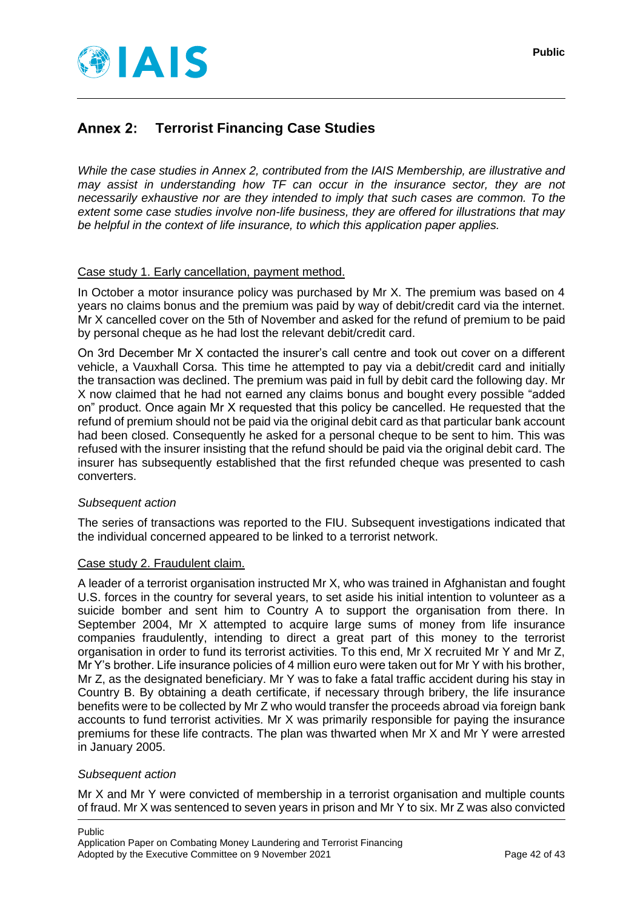## Annex 2: Terrorist Financing Case Studies

*While the case studies in Annex 2, contributed from the IAIS Membership, are illustrative and may assist in understanding how TF can occur in the insurance sector, they are not necessarily exhaustive nor are they intended to imply that such cases are common. To the extent some case studies involve non-life business, they are offered for illustrations that may be helpful in the context of life insurance, to which this application paper applies.*

<u>Case study 1. Early cancellation, payment method.</u>

In October a motor insurance policy was purchased by Mr X. The premium was based on 4 years no claims bonus and the premium was paid by way of debit/credit card via the internet. Mr X cancelled cover on the 5th of November and asked for the refund of premium to be paid by personal cheque as he had lost the relevant debit/credit card.

On 3rd December Mr X contacted the insurer's call centre and took out cover on a different vehicle, a Vauxhall Corsa. This time he attempted to pay via a debit/credit card and initially the transaction was declined. The premium was paid in full by debit card the following day. Mr X now claimed that he had not earned any claims bonus and bought every possible "added on" product. Once again Mr X requested that this policy be cancelled. He requested that the refund of premium should not be paid via the original debit card as that particular bank account had been closed. Consequently he asked for a personal cheque to be sent to him. This was refused with the insurer insisting that the refund should be paid via the original debit card. The insurer has subsequently established that the first refunded cheque was presented to cash converters.

*Subsequent action*

The series of transactions was reported to the FIU. Subsequent investigations indicated that the individual concerned appeared to be linked to a terrorist network.

<u>Case study 2. Fraudulent claim.</u>

A leader of a terrorist organisation instructed Mr X, who was trained in Afghanistan and fought U.S. forces in the country for several years, to set aside his initial intention to volunteer as a suicide bomber and sent him to Country A to support the organisation from there. In September 2004, Mr X attempted to acquire large sums of money from life insurance companies fraudulently, intending to direct a great part of this money to the terrorist organisation in order to fund its terrorist activities. To this end, Mr X recruited Mr Y and Mr Z, Mr Y's brother. Life insurance policies of 4 million euro were taken out for Mr Y with his brother, Mr Z, as the designated beneficiary. Mr Y was to fake a fatal traffic accident during his stay in Country B. By obtaining a death certificate, if necessary through bribery, the life insurance benefits were to be collected by Mr Z who would transfer the proceeds abroad via foreign bank accounts to fund terrorist activities. Mr X was primarily responsible for paying the insurance premiums for these life contracts. The plan was thwarted when Mr X and Mr Y were arrested in January 2005.

*Subsequent action*

Mr X and Mr Y were convicted of membership in a terrorist organisation and multiple counts of fraud. Mr X was sentenced to seven years in prison and Mr Y to six. Mr Z was also convicted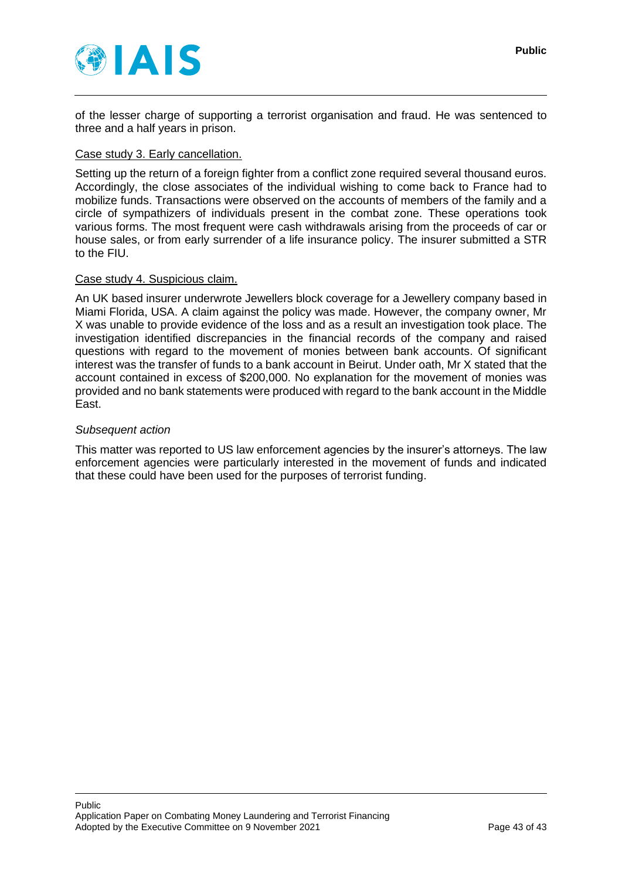of the lesser charge of supporting a terrorist organisation and fraud. He was sentenced to three and a half years in prison.

Case study 3. Early cancellation.

Setting up the return of a foreign fighter from a conflict zone required several thousand euros. Accordingly, the close associates of the individual wishing to come back to France had to mobilize funds. Transactions were observed on the accounts of members of the family and a circle of sympathizers of individuals present in the combat zone. These operations took various forms. The most frequent were cash withdrawals arising from the proceeds of car or house sales, or from early surrender of a life insurance policy. The insurer submitted a STR to the FIU.

Case study 4. Suspicious claim.

An UK based insurer underwrote Jewellers block coverage for a Jewellery company based in Miami Florida, USA. A claim against the policy was made. However, the company owner, Mr X was unable to provide evidence of the loss and as a result an investigation took place. The investigation identified discrepancies in the financial records of the company and raised questions with regard to the movement of monies between bank accounts. Of significant interest was the transfer of funds to a bank account in Beirut. Under oath, Mr X stated that the account contained in excess of $200,000. No explanation for the movement of monies was provided and no bank statements were produced with regard to the bank account in the Middle East.

*Subsequent action*

This matter was reported to US law enforcement agencies by the insurer's attorneys. The law enforcement agencies were particularly interested in the movement of funds and indicated that these could have been used for the purposes of terrorist funding.